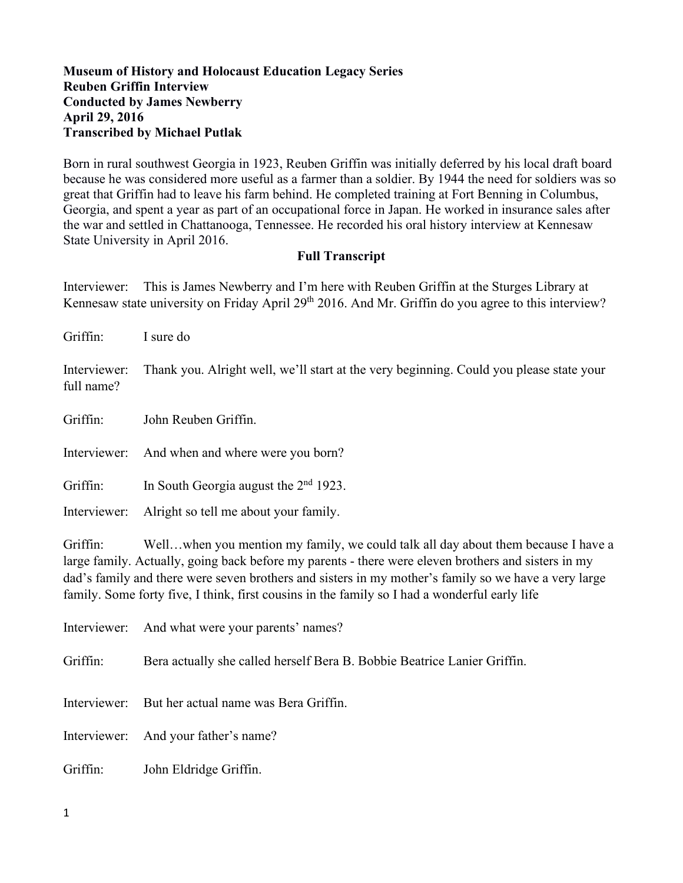**Museum of History and Holocaust Education Legacy Series**
**Reuben Griffin Interview**
**Conducted by James Newberry**
**April 29, 2016**
**Transcribed by Michael Putlak**

Born in rural southwest Georgia in 1923, Reuben Griffin was initially deferred by his local draft board because he was considered more useful as a farmer than a soldier. By 1944 the need for soldiers was so great that Griffin had to leave his farm behind. He completed training at Fort Benning in Columbus, Georgia, and spent a year as part of an occupational force in Japan. He worked in insurance sales after the war and settled in Chattanooga, Tennessee. He recorded his oral history interview at Kennesaw State University in April 2016.

**Full Transcript**

Interviewer: This is James Newberry and I'm here with Reuben Griffin at the Sturges Library at Kennesaw state university on Friday April 29th 2016. And Mr. Griffin do you agree to this interview?

Griffin: I sure do

Interviewer: Thank you. Alright well, we'll start at the very beginning. Could you please state your full name?

Griffin: John Reuben Griffin.

Interviewer: And when and where were you born?

Griffin: In South Georgia august the 2nd 1923.

Interviewer: Alright so tell me about your family.

Griffin: Well…when you mention my family, we could talk all day about them because I have a large family. Actually, going back before my parents - there were eleven brothers and sisters in my dad's family and there were seven brothers and sisters in my mother's family so we have a very large family. Some forty five, I think, first cousins in the family so I had a wonderful early life

Interviewer: And what were your parents' names?

Griffin: Bera actually she called herself Bera B. Bobbie Beatrice Lanier Griffin.

Interviewer: But her actual name was Bera Griffin.

Interviewer: And your father's name?

Griffin: John Eldridge Griffin.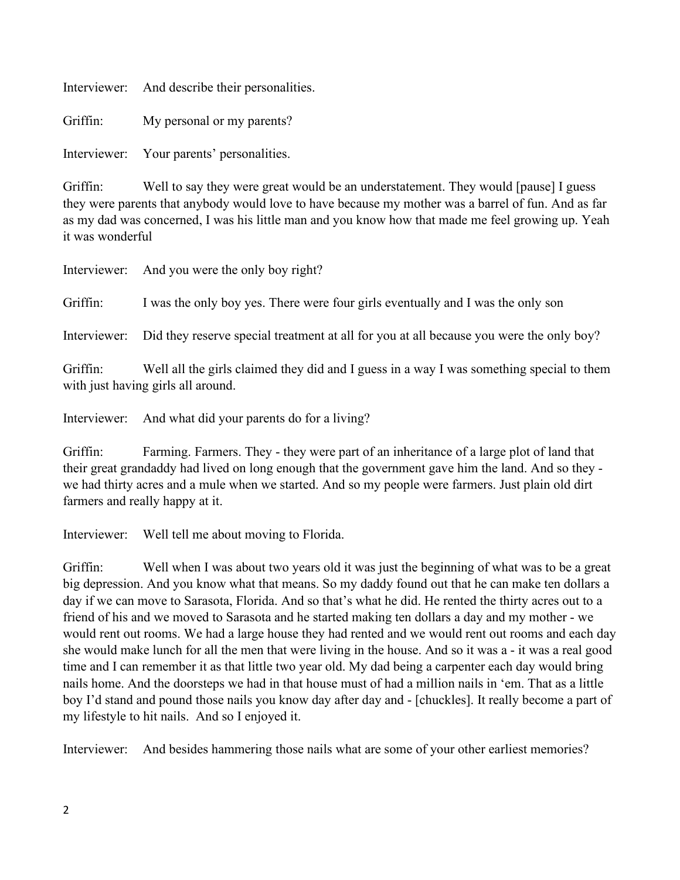Interviewer: And describe their personalities.

Griffin: My personal or my parents?

Interviewer: Your parents' personalities.

Griffin: Well to say they were great would be an understatement. They would [pause] I guess they were parents that anybody would love to have because my mother was a barrel of fun. And as far as my dad was concerned, I was his little man and you know how that made me feel growing up. Yeah it was wonderful

Interviewer: And you were the only boy right?

Griffin: I was the only boy yes. There were four girls eventually and I was the only son

Interviewer: Did they reserve special treatment at all for you at all because you were the only boy?

Griffin: Well all the girls claimed they did and I guess in a way I was something special to them with just having girls all around.

Interviewer: And what did your parents do for a living?

Griffin: Farming. Farmers. They - they were part of an inheritance of a large plot of land that their great grandaddy had lived on long enough that the government gave him the land. And so they - we had thirty acres and a mule when we started. And so my people were farmers. Just plain old dirt farmers and really happy at it.

Interviewer: Well tell me about moving to Florida.

Griffin: Well when I was about two years old it was just the beginning of what was to be a great big depression. And you know what that means. So my daddy found out that he can make ten dollars a day if we can move to Sarasota, Florida. And so that's what he did. He rented the thirty acres out to a friend of his and we moved to Sarasota and he started making ten dollars a day and my mother - we would rent out rooms. We had a large house they had rented and we would rent out rooms and each day she would make lunch for all the men that were living in the house. And so it was a - it was a real good time and I can remember it as that little two year old. My dad being a carpenter each day would bring nails home. And the doorsteps we had in that house must of had a million nails in 'em. That as a little boy I'd stand and pound those nails you know day after day and - [chuckles]. It really become a part of my lifestyle to hit nails. And so I enjoyed it.

Interviewer: And besides hammering those nails what are some of your other earliest memories?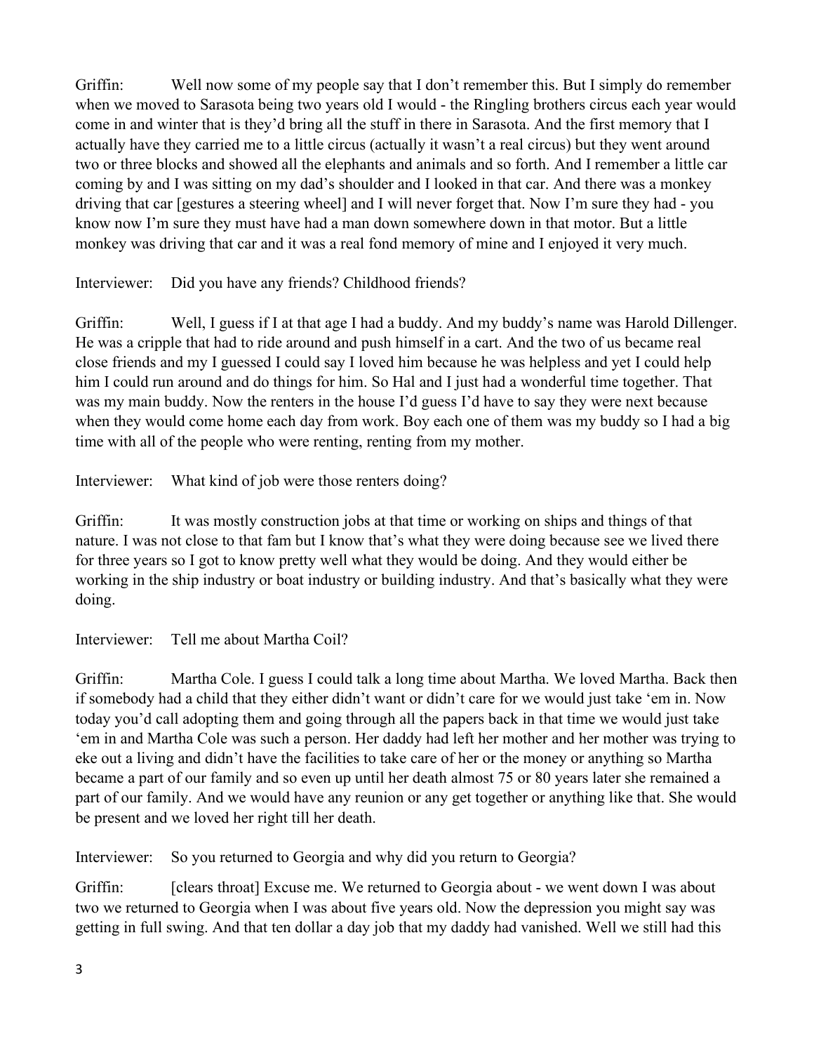Griffin: Well now some of my people say that I don't remember this. But I simply do remember when we moved to Sarasota being two years old I would - the Ringling brothers circus each year would come in and winter that is they'd bring all the stuff in there in Sarasota. And the first memory that I actually have they carried me to a little circus (actually it wasn't a real circus) but they went around two or three blocks and showed all the elephants and animals and so forth. And I remember a little car coming by and I was sitting on my dad's shoulder and I looked in that car. And there was a monkey driving that car [gestures a steering wheel] and I will never forget that. Now I'm sure they had - you know now I'm sure they must have had a man down somewhere down in that motor. But a little monkey was driving that car and it was a real fond memory of mine and I enjoyed it very much.

Interviewer: Did you have any friends? Childhood friends?

Griffin: Well, I guess if I at that age I had a buddy. And my buddy's name was Harold Dillenger. He was a cripple that had to ride around and push himself in a cart. And the two of us became real close friends and my I guessed I could say I loved him because he was helpless and yet I could help him I could run around and do things for him. So Hal and I just had a wonderful time together. That was my main buddy. Now the renters in the house I'd guess I'd have to say they were next because when they would come home each day from work. Boy each one of them was my buddy so I had a big time with all of the people who were renting, renting from my mother.

Interviewer: What kind of job were those renters doing?

Griffin: It was mostly construction jobs at that time or working on ships and things of that nature. I was not close to that fam but I know that's what they were doing because see we lived there for three years so I got to know pretty well what they would be doing. And they would either be working in the ship industry or boat industry or building industry. And that's basically what they were doing.

Interviewer: Tell me about Martha Coil?

Griffin: Martha Cole. I guess I could talk a long time about Martha. We loved Martha. Back then if somebody had a child that they either didn't want or didn't care for we would just take 'em in. Now today you'd call adopting them and going through all the papers back in that time we would just take 'em in and Martha Cole was such a person. Her daddy had left her mother and her mother was trying to eke out a living and didn't have the facilities to take care of her or the money or anything so Martha became a part of our family and so even up until her death almost 75 or 80 years later she remained a part of our family. And we would have any reunion or any get together or anything like that. She would be present and we loved her right till her death.

Interviewer: So you returned to Georgia and why did you return to Georgia?

Griffin: [clears throat] Excuse me. We returned to Georgia about - we went down I was about two we returned to Georgia when I was about five years old. Now the depression you might say was getting in full swing. And that ten dollar a day job that my daddy had vanished. Well we still had this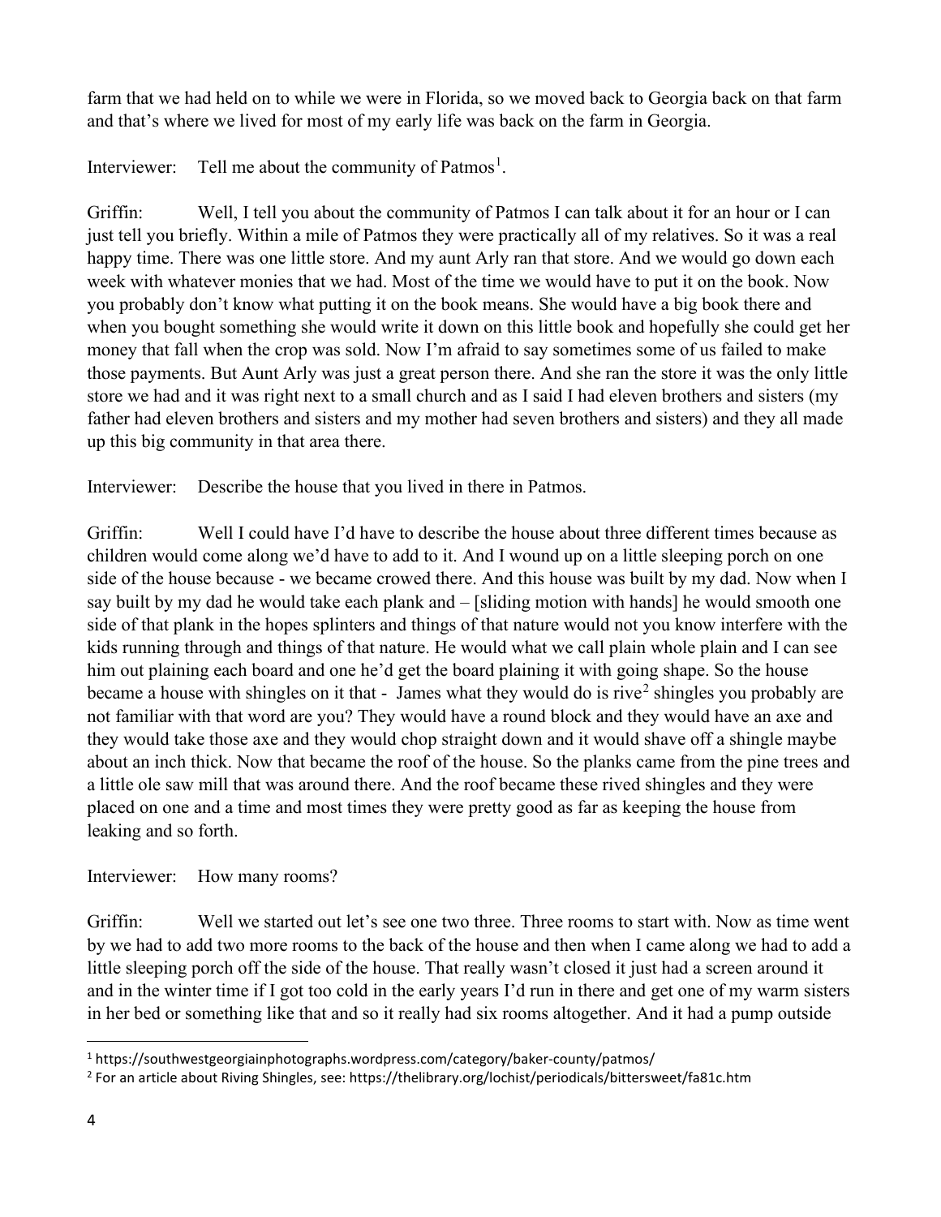farm that we had held on to while we were in Florida, so we moved back to Georgia back on that farm and that's where we lived for most of my early life was back on the farm in Georgia.

Interviewer: Tell me about the community of Patmos[1].

Griffin: Well, I tell you about the community of Patmos I can talk about it for an hour or I can just tell you briefly. Within a mile of Patmos they were practically all of my relatives. So it was a real happy time. There was one little store. And my aunt Arly ran that store. And we would go down each week with whatever monies that we had. Most of the time we would have to put it on the book. Now you probably don't know what putting it on the book means. She would have a big book there and when you bought something she would write it down on this little book and hopefully she could get her money that fall when the crop was sold. Now I'm afraid to say sometimes some of us failed to make those payments. But Aunt Arly was just a great person there. And she ran the store it was the only little store we had and it was right next to a small church and as I said I had eleven brothers and sisters (my father had eleven brothers and sisters and my mother had seven brothers and sisters) and they all made up this big community in that area there.

Interviewer: Describe the house that you lived in there in Patmos.

Griffin: Well I could have I'd have to describe the house about three different times because as children would come along we'd have to add to it. And I wound up on a little sleeping porch on one side of the house because - we became crowed there. And this house was built by my dad. Now when I say built by my dad he would take each plank and – [sliding motion with hands] he would smooth one side of that plank in the hopes splinters and things of that nature would not you know interfere with the kids running through and things of that nature. He would what we call plain whole plain and I can see him out plaining each board and one he'd get the board plaining it with going shape. So the house became a house with shingles on it that - James what they would do is rive[2] shingles you probably are not familiar with that word are you? They would have a round block and they would have an axe and they would take those axe and they would chop straight down and it would shave off a shingle maybe about an inch thick. Now that became the roof of the house. So the planks came from the pine trees and a little ole saw mill that was around there. And the roof became these rived shingles and they were placed on one and a time and most times they were pretty good as far as keeping the house from leaking and so forth.

Interviewer: How many rooms?

Griffin: Well we started out let's see one two three. Three rooms to start with. Now as time went by we had to add two more rooms to the back of the house and then when I came along we had to add a little sleeping porch off the side of the house. That really wasn't closed it just had a screen around it and in the winter time if I got too cold in the early years I'd run in there and get one of my warm sisters in her bed or something like that and so it really had six rooms altogether. And it had a pump outside

---

[1] https://southwestgeorgiainphotographs.wordpress.com/category/baker-county/patmos/

[2] For an article about Riving Shingles, see: https://thelibrary.org/lochist/periodicals/bittersweet/fa81c.htm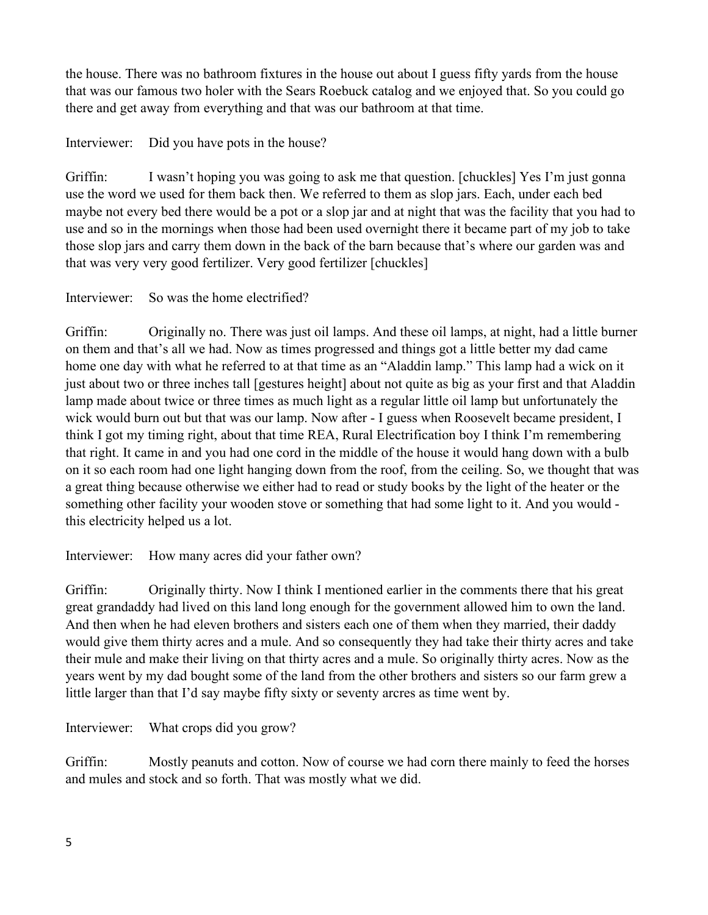the house. There was no bathroom fixtures in the house out about I guess fifty yards from the house that was our famous two holer with the Sears Roebuck catalog and we enjoyed that. So you could go there and get away from everything and that was our bathroom at that time.

Interviewer: Did you have pots in the house?

Griffin: I wasn't hoping you was going to ask me that question. [chuckles] Yes I'm just gonna use the word we used for them back then. We referred to them as slop jars. Each, under each bed maybe not every bed there would be a pot or a slop jar and at night that was the facility that you had to use and so in the mornings when those had been used overnight there it became part of my job to take those slop jars and carry them down in the back of the barn because that's where our garden was and that was very very good fertilizer. Very good fertilizer [chuckles]

Interviewer: So was the home electrified?

Griffin: Originally no. There was just oil lamps. And these oil lamps, at night, had a little burner on them and that's all we had. Now as times progressed and things got a little better my dad came home one day with what he referred to at that time as an "Aladdin lamp." This lamp had a wick on it just about two or three inches tall [gestures height] about not quite as big as your first and that Aladdin lamp made about twice or three times as much light as a regular little oil lamp but unfortunately the wick would burn out but that was our lamp. Now after - I guess when Roosevelt became president, I think I got my timing right, about that time REA, Rural Electrification boy I think I'm remembering that right. It came in and you had one cord in the middle of the house it would hang down with a bulb on it so each room had one light hanging down from the roof, from the ceiling. So, we thought that was a great thing because otherwise we either had to read or study books by the light of the heater or the something other facility your wooden stove or something that had some light to it. And you would - this electricity helped us a lot.

Interviewer: How many acres did your father own?

Griffin: Originally thirty. Now I think I mentioned earlier in the comments there that his great great grandaddy had lived on this land long enough for the government allowed him to own the land. And then when he had eleven brothers and sisters each one of them when they married, their daddy would give them thirty acres and a mule. And so consequently they had take their thirty acres and take their mule and make their living on that thirty acres and a mule. So originally thirty acres. Now as the years went by my dad bought some of the land from the other brothers and sisters so our farm grew a little larger than that I'd say maybe fifty sixty or seventy arcres as time went by.

Interviewer: What crops did you grow?

Griffin: Mostly peanuts and cotton. Now of course we had corn there mainly to feed the horses and mules and stock and so forth. That was mostly what we did.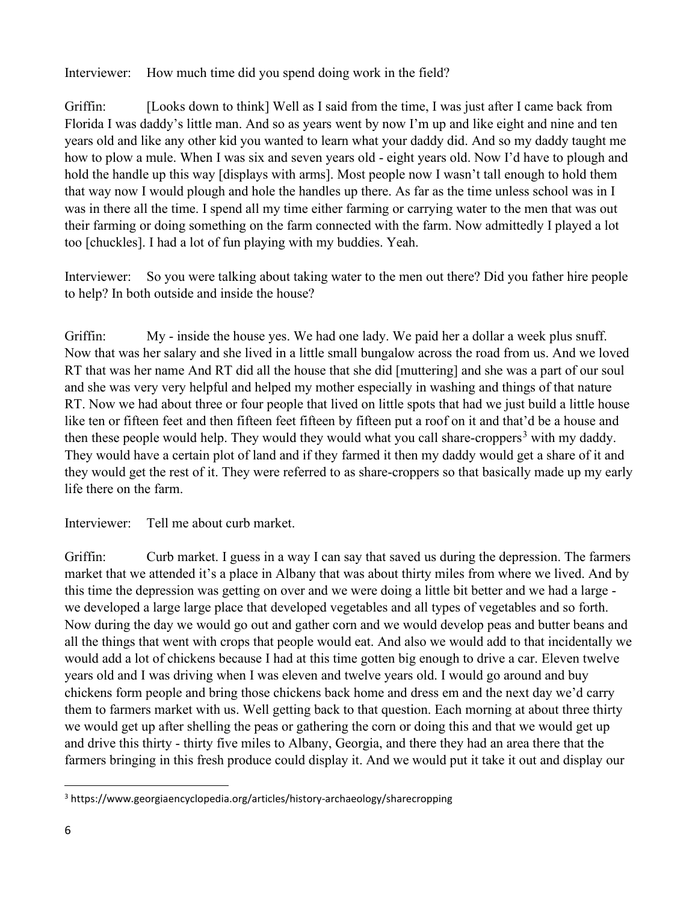Interviewer: How much time did you spend doing work in the field?

Griffin: [Looks down to think] Well as I said from the time, I was just after I came back from Florida I was daddy's little man. And so as years went by now I'm up and like eight and nine and ten years old and like any other kid you wanted to learn what your daddy did. And so my daddy taught me how to plow a mule. When I was six and seven years old - eight years old. Now I'd have to plough and hold the handle up this way [displays with arms]. Most people now I wasn't tall enough to hold them that way now I would plough and hole the handles up there. As far as the time unless school was in I was in there all the time. I spend all my time either farming or carrying water to the men that was out their farming or doing something on the farm connected with the farm. Now admittedly I played a lot too [chuckles]. I had a lot of fun playing with my buddies. Yeah.

Interviewer: So you were talking about taking water to the men out there? Did you father hire people to help? In both outside and inside the house?

Griffin: My - inside the house yes. We had one lady. We paid her a dollar a week plus snuff. Now that was her salary and she lived in a little small bungalow across the road from us. And we loved RT that was her name And RT did all the house that she did [muttering] and she was a part of our soul and she was very very helpful and helped my mother especially in washing and things of that nature RT. Now we had about three or four people that lived on little spots that had we just build a little house like ten or fifteen feet and then fifteen feet fifteen by fifteen put a roof on it and that'd be a house and then these people would help. They would they would what you call share-croppers[3] with my daddy. They would have a certain plot of land and if they farmed it then my daddy would get a share of it and they would get the rest of it. They were referred to as share-croppers so that basically made up my early life there on the farm.

Interviewer: Tell me about curb market.

Griffin: Curb market. I guess in a way I can say that saved us during the depression. The farmers market that we attended it's a place in Albany that was about thirty miles from where we lived. And by this time the depression was getting on over and we were doing a little bit better and we had a large - we developed a large large place that developed vegetables and all types of vegetables and so forth. Now during the day we would go out and gather corn and we would develop peas and butter beans and all the things that went with crops that people would eat. And also we would add to that incidentally we would add a lot of chickens because I had at this time gotten big enough to drive a car. Eleven twelve years old and I was driving when I was eleven and twelve years old. I would go around and buy chickens form people and bring those chickens back home and dress em and the next day we'd carry them to farmers market with us. Well getting back to that question. Each morning at about three thirty we would get up after shelling the peas or gathering the corn or doing this and that we would get up and drive this thirty - thirty five miles to Albany, Georgia, and there they had an area there that the farmers bringing in this fresh produce could display it. And we would put it take it out and display our

---

[3] https://www.georgiaencyclopedia.org/articles/history-archaeology/sharecropping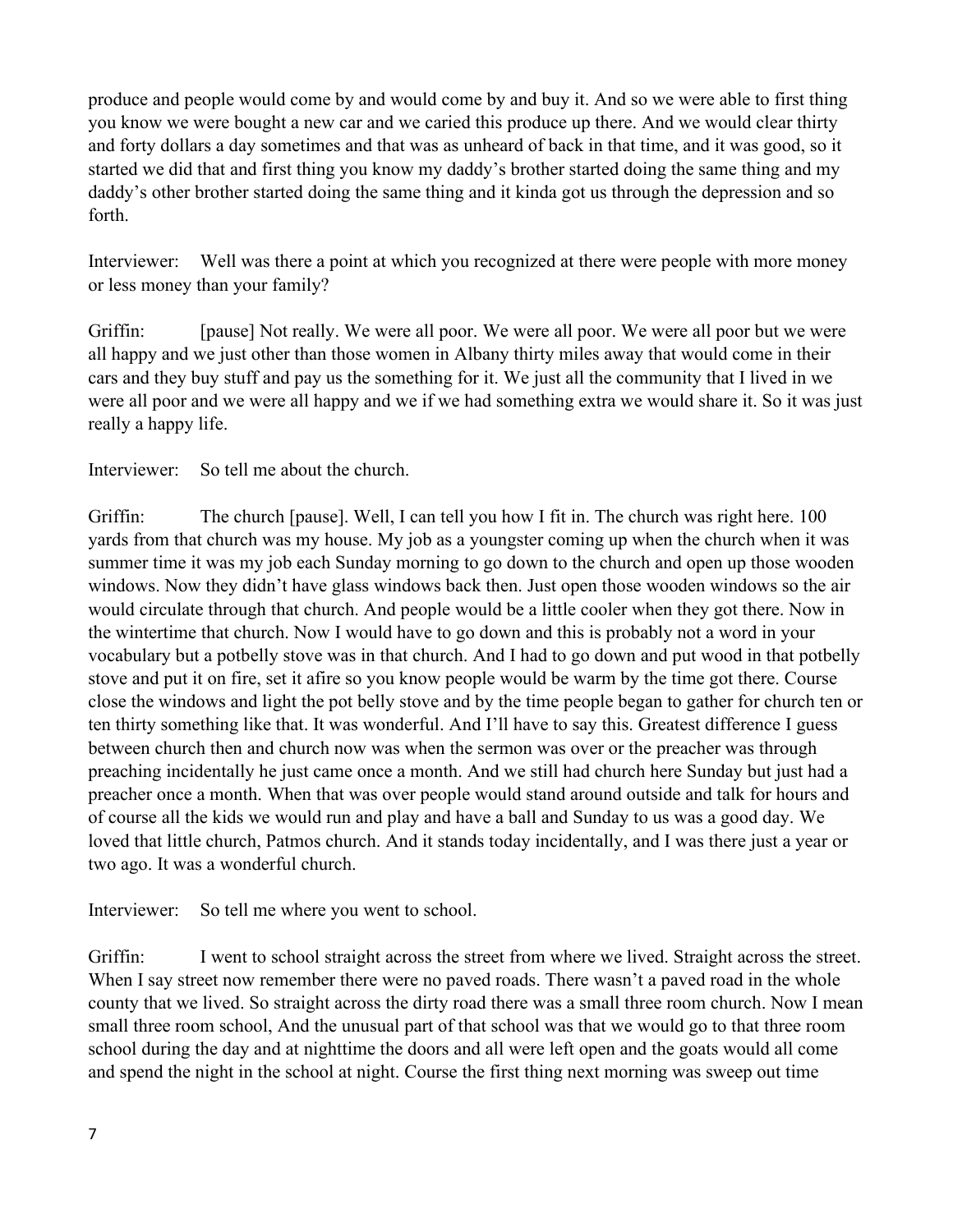produce and people would come by and would come by and buy it. And so we were able to first thing you know we were bought a new car and we caried this produce up there. And we would clear thirty and forty dollars a day sometimes and that was as unheard of back in that time, and it was good, so it started we did that and first thing you know my daddy's brother started doing the same thing and my daddy's other brother started doing the same thing and it kinda got us through the depression and so forth.

Interviewer: Well was there a point at which you recognized at there were people with more money or less money than your family?

Griffin: [pause] Not really. We were all poor. We were all poor. We were all poor but we were all happy and we just other than those women in Albany thirty miles away that would come in their cars and they buy stuff and pay us the something for it. We just all the community that I lived in we were all poor and we were all happy and we if we had something extra we would share it. So it was just really a happy life.

Interviewer: So tell me about the church.

Griffin: The church [pause]. Well, I can tell you how I fit in. The church was right here. 100 yards from that church was my house. My job as a youngster coming up when the church when it was summer time it was my job each Sunday morning to go down to the church and open up those wooden windows. Now they didn't have glass windows back then. Just open those wooden windows so the air would circulate through that church. And people would be a little cooler when they got there. Now in the wintertime that church. Now I would have to go down and this is probably not a word in your vocabulary but a potbelly stove was in that church. And I had to go down and put wood in that potbelly stove and put it on fire, set it afire so you know people would be warm by the time got there. Course close the windows and light the pot belly stove and by the time people began to gather for church ten or ten thirty something like that. It was wonderful. And I'll have to say this. Greatest difference I guess between church then and church now was when the sermon was over or the preacher was through preaching incidentally he just came once a month. And we still had church here Sunday but just had a preacher once a month. When that was over people would stand around outside and talk for hours and of course all the kids we would run and play and have a ball and Sunday to us was a good day. We loved that little church, Patmos church. And it stands today incidentally, and I was there just a year or two ago. It was a wonderful church.

Interviewer: So tell me where you went to school.

Griffin: I went to school straight across the street from where we lived. Straight across the street. When I say street now remember there were no paved roads. There wasn't a paved road in the whole county that we lived. So straight across the dirty road there was a small three room church. Now I mean small three room school, And the unusual part of that school was that we would go to that three room school during the day and at nighttime the doors and all were left open and the goats would all come and spend the night in the school at night. Course the first thing next morning was sweep out time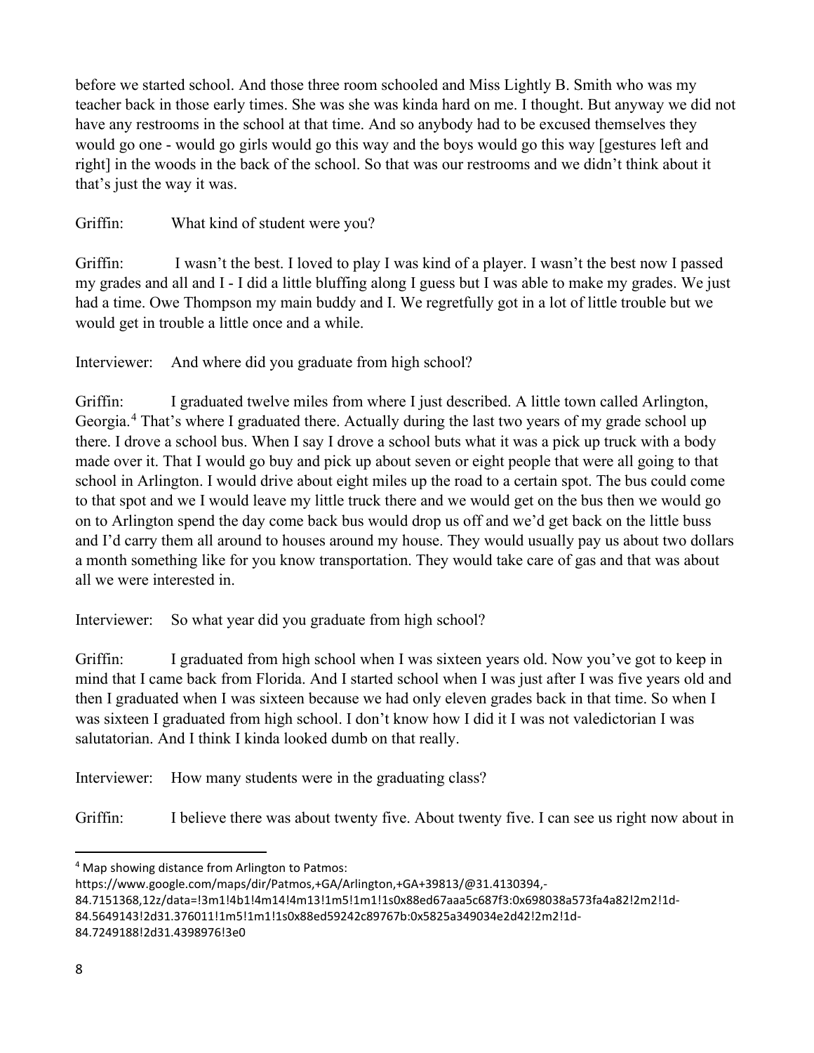before we started school. And those three room schooled and Miss Lightly B. Smith who was my teacher back in those early times. She was she was kinda hard on me. I thought. But anyway we did not have any restrooms in the school at that time. And so anybody had to be excused themselves they would go one - would go girls would go this way and the boys would go this way [gestures left and right] in the woods in the back of the school. So that was our restrooms and we didn't think about it that's just the way it was.

Griffin: What kind of student were you?

Griffin: I wasn't the best. I loved to play I was kind of a player. I wasn't the best now I passed my grades and all and I - I did a little bluffing along I guess but I was able to make my grades. We just had a time. Owe Thompson my main buddy and I. We regretfully got in a lot of little trouble but we would get in trouble a little once and a while.

Interviewer: And where did you graduate from high school?

Griffin: I graduated twelve miles from where I just described. A little town called Arlington, Georgia.[4] That's where I graduated there. Actually during the last two years of my grade school up there. I drove a school bus. When I say I drove a school buts what it was a pick up truck with a body made over it. That I would go buy and pick up about seven or eight people that were all going to that school in Arlington. I would drive about eight miles up the road to a certain spot. The bus could come to that spot and we I would leave my little truck there and we would get on the bus then we would go on to Arlington spend the day come back bus would drop us off and we'd get back on the little buss and I'd carry them all around to houses around my house. They would usually pay us about two dollars a month something like for you know transportation. They would take care of gas and that was about all we were interested in.

Interviewer: So what year did you graduate from high school?

Griffin: I graduated from high school when I was sixteen years old. Now you've got to keep in mind that I came back from Florida. And I started school when I was just after I was five years old and then I graduated when I was sixteen because we had only eleven grades back in that time. So when I was sixteen I graduated from high school. I don't know how I did it I was not valedictorian I was salutatorian. And I think I kinda looked dumb on that really.

Interviewer: How many students were in the graduating class?

Griffin: I believe there was about twenty five. About twenty five. I can see us right now about in

---

[4] Map showing distance from Arlington to Patmos:
https://www.google.com/maps/dir/Patmos,+GA/Arlington,+GA+39813/@31.4130394,-84.7151368,12z/data=!3m1!4b1!4m14!4m13!1m5!1m1!1s0x88ed67aaa5c687f3:0x698038a573fa4a82!2m2!1d-84.5649143!2d31.376011!1m5!1m1!1s0x88ed59242c89767b:0x5825a349034e2d42!2m2!1d-84.7249188!2d31.4398976!3e0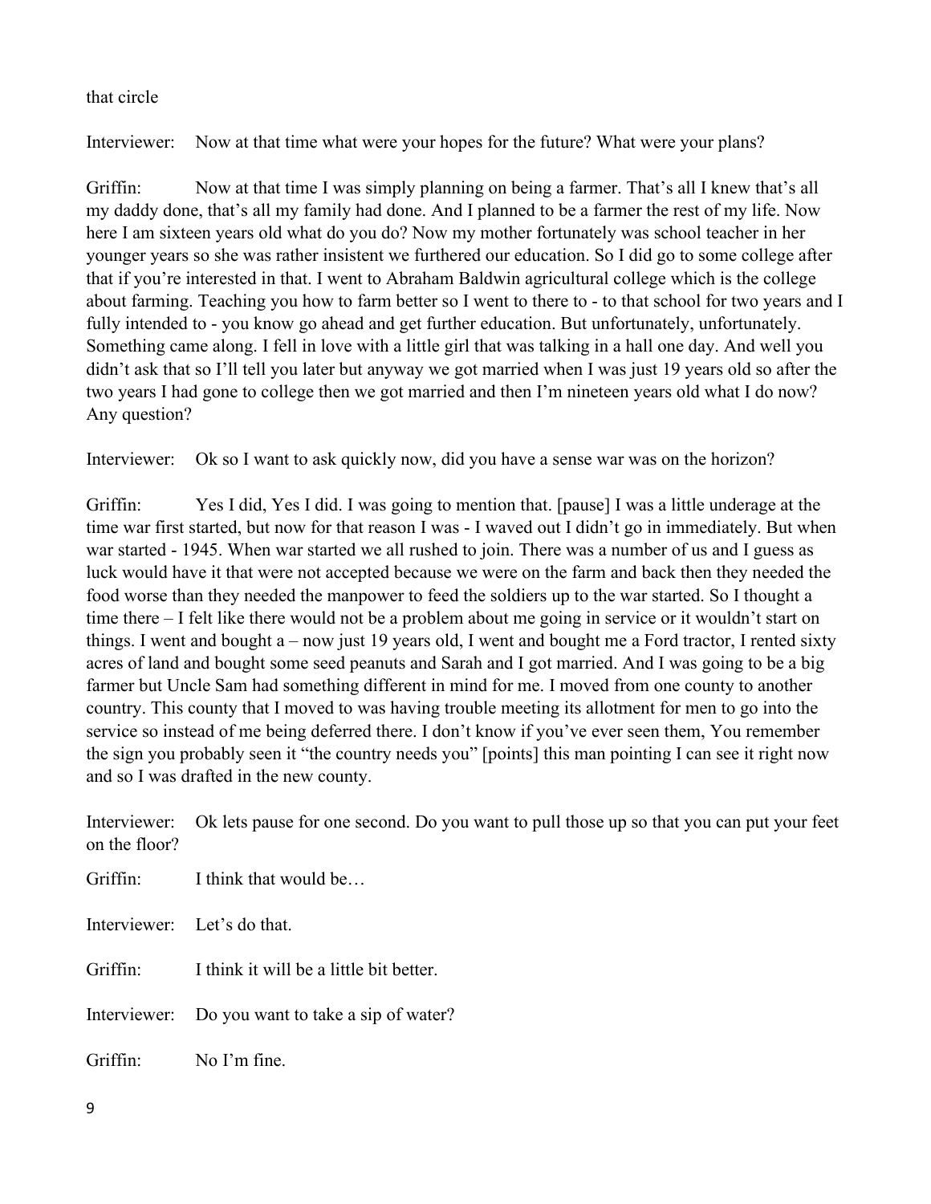that circle

Interviewer: Now at that time what were your hopes for the future? What were your plans?

Griffin: Now at that time I was simply planning on being a farmer. That's all I knew that's all my daddy done, that's all my family had done. And I planned to be a farmer the rest of my life. Now here I am sixteen years old what do you do? Now my mother fortunately was school teacher in her younger years so she was rather insistent we furthered our education. So I did go to some college after that if you're interested in that. I went to Abraham Baldwin agricultural college which is the college about farming. Teaching you how to farm better so I went to there to - to that school for two years and I fully intended to - you know go ahead and get further education. But unfortunately, unfortunately. Something came along. I fell in love with a little girl that was talking in a hall one day. And well you didn't ask that so I'll tell you later but anyway we got married when I was just 19 years old so after the two years I had gone to college then we got married and then I'm nineteen years old what I do now? Any question?

Interviewer: Ok so I want to ask quickly now, did you have a sense war was on the horizon?

Griffin: Yes I did, Yes I did. I was going to mention that. [pause] I was a little underage at the time war first started, but now for that reason I was - I waved out I didn't go in immediately. But when war started - 1945. When war started we all rushed to join. There was a number of us and I guess as luck would have it that were not accepted because we were on the farm and back then they needed the food worse than they needed the manpower to feed the soldiers up to the war started. So I thought a time there – I felt like there would not be a problem about me going in service or it wouldn't start on things. I went and bought a – now just 19 years old, I went and bought me a Ford tractor, I rented sixty acres of land and bought some seed peanuts and Sarah and I got married. And I was going to be a big farmer but Uncle Sam had something different in mind for me. I moved from one county to another country. This county that I moved to was having trouble meeting its allotment for men to go into the service so instead of me being deferred there. I don't know if you've ever seen them, You remember the sign you probably seen it "the country needs you" [points] this man pointing I can see it right now and so I was drafted in the new county.

Interviewer: Ok lets pause for one second. Do you want to pull those up so that you can put your feet on the floor?

Griffin: I think that would be…

Interviewer: Let's do that.

Griffin: I think it will be a little bit better.

Interviewer: Do you want to take a sip of water?

Griffin: No I'm fine.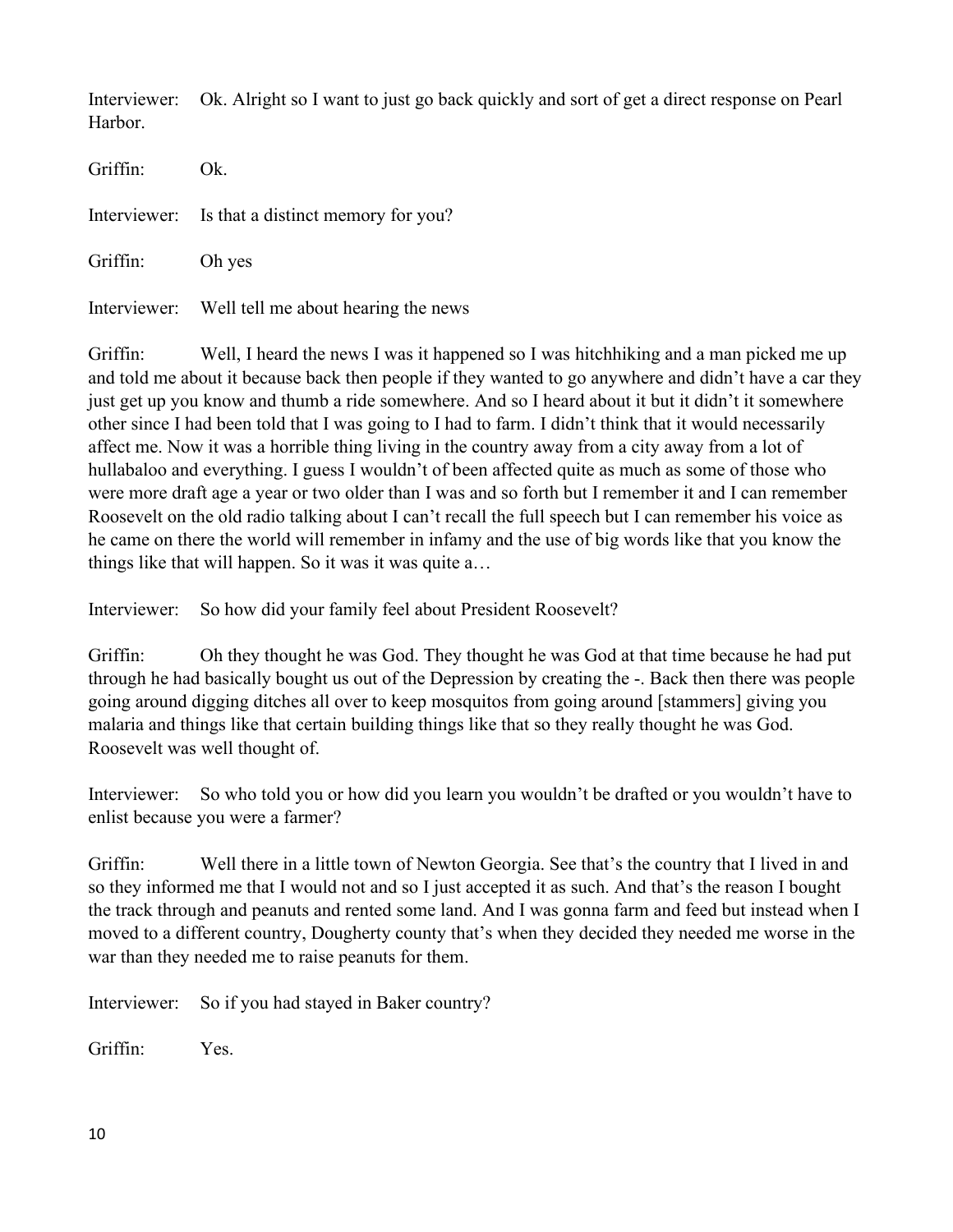Interviewer: Ok. Alright so I want to just go back quickly and sort of get a direct response on Pearl Harbor.

Griffin: Ok.

Interviewer: Is that a distinct memory for you?

Griffin: Oh yes

Interviewer: Well tell me about hearing the news

Griffin: Well, I heard the news I was it happened so I was hitchhiking and a man picked me up and told me about it because back then people if they wanted to go anywhere and didn't have a car they just get up you know and thumb a ride somewhere. And so I heard about it but it didn't it somewhere other since I had been told that I was going to I had to farm. I didn't think that it would necessarily affect me. Now it was a horrible thing living in the country away from a city away from a lot of hullabaloo and everything. I guess I wouldn't of been affected quite as much as some of those who were more draft age a year or two older than I was and so forth but I remember it and I can remember Roosevelt on the old radio talking about I can't recall the full speech but I can remember his voice as he came on there the world will remember in infamy and the use of big words like that you know the things like that will happen. So it was it was quite a…

Interviewer: So how did your family feel about President Roosevelt?

Griffin: Oh they thought he was God. They thought he was God at that time because he had put through he had basically bought us out of the Depression by creating the -. Back then there was people going around digging ditches all over to keep mosquitos from going around [stammers] giving you malaria and things like that certain building things like that so they really thought he was God. Roosevelt was well thought of.

Interviewer: So who told you or how did you learn you wouldn't be drafted or you wouldn't have to enlist because you were a farmer?

Griffin: Well there in a little town of Newton Georgia. See that's the country that I lived in and so they informed me that I would not and so I just accepted it as such. And that's the reason I bought the track through and peanuts and rented some land. And I was gonna farm and feed but instead when I moved to a different country, Dougherty county that's when they decided they needed me worse in the war than they needed me to raise peanuts for them.

Interviewer: So if you had stayed in Baker country?

Griffin: Yes.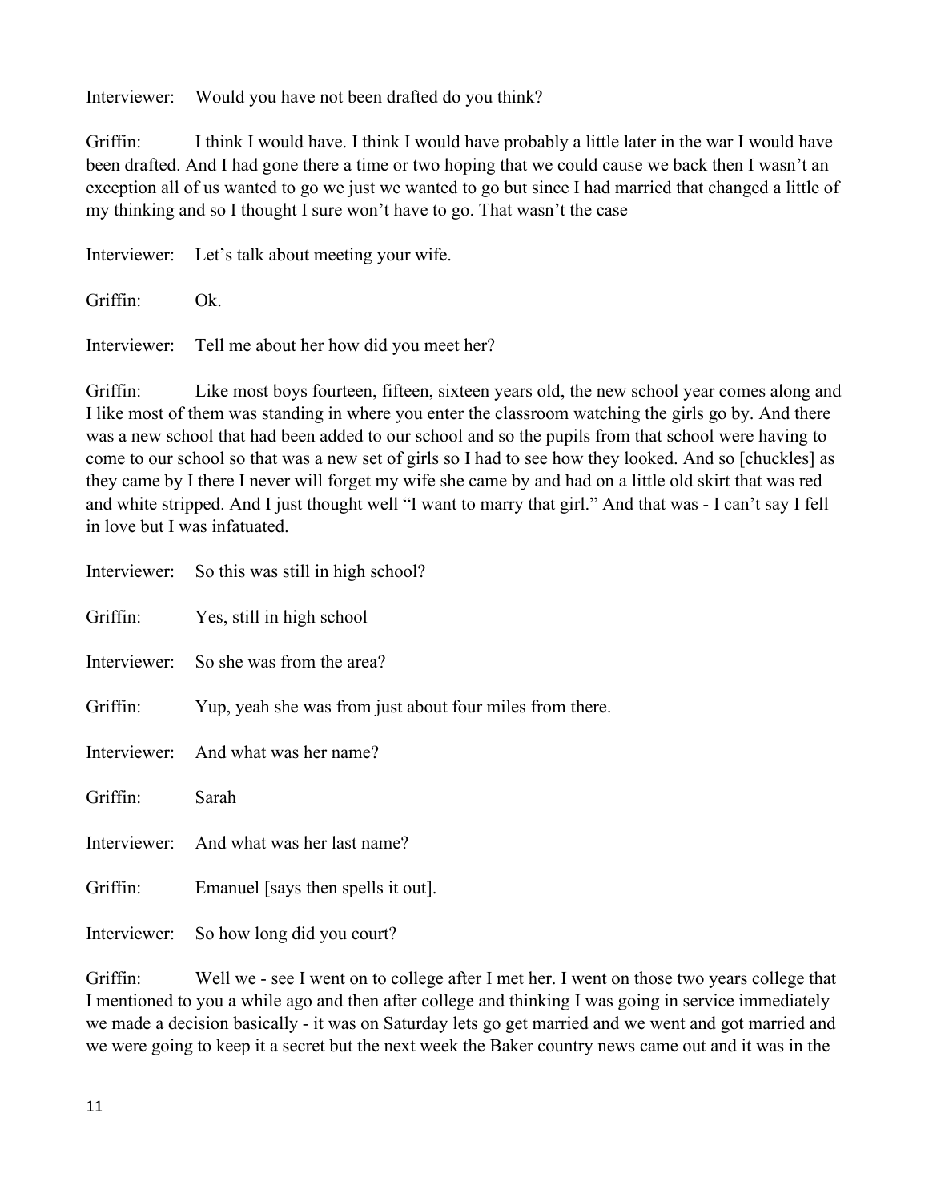Interviewer: Would you have not been drafted do you think?

Griffin: I think I would have. I think I would have probably a little later in the war I would have been drafted. And I had gone there a time or two hoping that we could cause we back then I wasn't an exception all of us wanted to go we just we wanted to go but since I had married that changed a little of my thinking and so I thought I sure won't have to go. That wasn't the case

Interviewer: Let's talk about meeting your wife.

Griffin: Ok.

Interviewer: Tell me about her how did you meet her?

Griffin: Like most boys fourteen, fifteen, sixteen years old, the new school year comes along and I like most of them was standing in where you enter the classroom watching the girls go by. And there was a new school that had been added to our school and so the pupils from that school were having to come to our school so that was a new set of girls so I had to see how they looked. And so [chuckles] as they came by I there I never will forget my wife she came by and had on a little old skirt that was red and white stripped. And I just thought well "I want to marry that girl." And that was - I can't say I fell in love but I was infatuated.

Interviewer: So this was still in high school?

Griffin: Yes, still in high school

Interviewer: So she was from the area?

Griffin: Yup, yeah she was from just about four miles from there.

Interviewer: And what was her name?

Griffin: Sarah

Interviewer: And what was her last name?

Griffin: Emanuel [says then spells it out].

Interviewer: So how long did you court?

Griffin: Well we - see I went on to college after I met her. I went on those two years college that I mentioned to you a while ago and then after college and thinking I was going in service immediately we made a decision basically - it was on Saturday lets go get married and we went and got married and we were going to keep it a secret but the next week the Baker country news came out and it was in the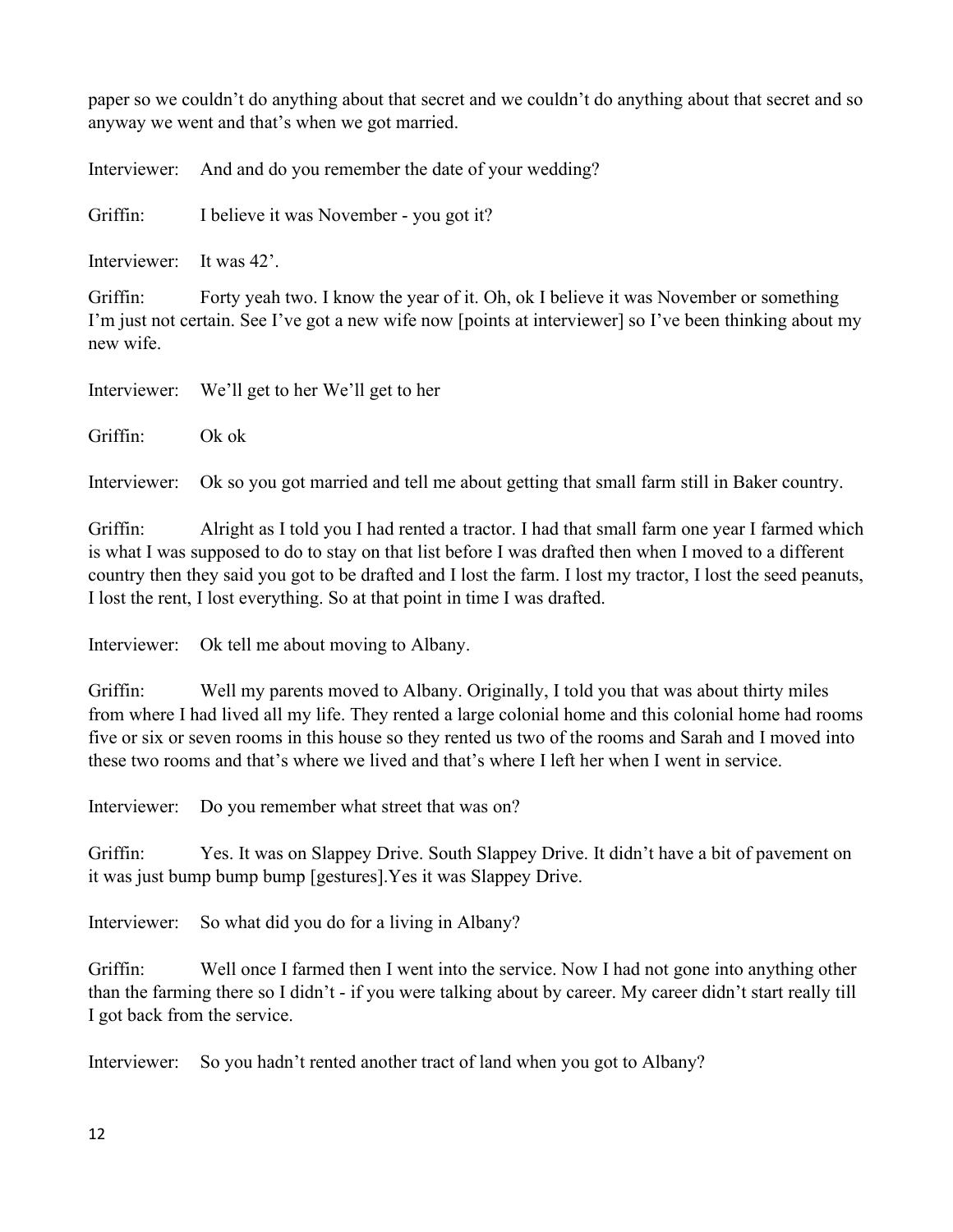paper so we couldn't do anything about that secret and we couldn't do anything about that secret and so anyway we went and that's when we got married.

Interviewer: And and do you remember the date of your wedding?

Griffin: I believe it was November - you got it?

Interviewer: It was 42'.

Griffin: Forty yeah two. I know the year of it. Oh, ok I believe it was November or something I'm just not certain. See I've got a new wife now [points at interviewer] so I've been thinking about my new wife.

Interviewer: We'll get to her We'll get to her

Griffin: Ok ok

Interviewer: Ok so you got married and tell me about getting that small farm still in Baker country.

Griffin: Alright as I told you I had rented a tractor. I had that small farm one year I farmed which is what I was supposed to do to stay on that list before I was drafted then when I moved to a different country then they said you got to be drafted and I lost the farm. I lost my tractor, I lost the seed peanuts, I lost the rent, I lost everything. So at that point in time I was drafted.

Interviewer: Ok tell me about moving to Albany.

Griffin: Well my parents moved to Albany. Originally, I told you that was about thirty miles from where I had lived all my life. They rented a large colonial home and this colonial home had rooms five or six or seven rooms in this house so they rented us two of the rooms and Sarah and I moved into these two rooms and that's where we lived and that's where I left her when I went in service.

Interviewer: Do you remember what street that was on?

Griffin: Yes. It was on Slappey Drive. South Slappey Drive. It didn't have a bit of pavement on it was just bump bump bump [gestures].Yes it was Slappey Drive.

Interviewer: So what did you do for a living in Albany?

Griffin: Well once I farmed then I went into the service. Now I had not gone into anything other than the farming there so I didn't - if you were talking about by career. My career didn't start really till I got back from the service.

Interviewer: So you hadn't rented another tract of land when you got to Albany?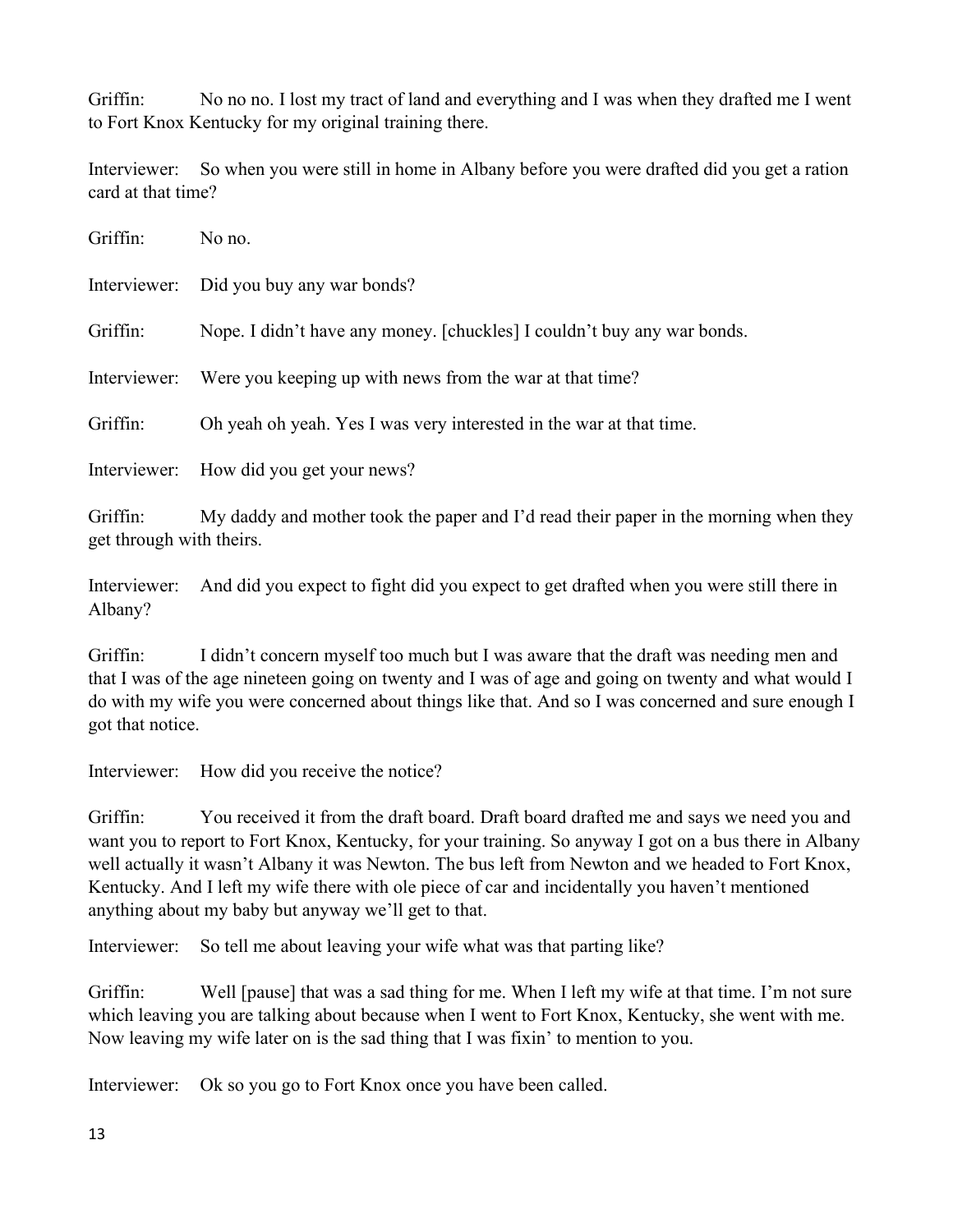Griffin: No no no. I lost my tract of land and everything and I was when they drafted me I went to Fort Knox Kentucky for my original training there.

Interviewer: So when you were still in home in Albany before you were drafted did you get a ration card at that time?

Griffin: No no.

Interviewer: Did you buy any war bonds?

Griffin: Nope. I didn't have any money. [chuckles] I couldn't buy any war bonds.

Interviewer: Were you keeping up with news from the war at that time?

Griffin: Oh yeah oh yeah. Yes I was very interested in the war at that time.

Interviewer: How did you get your news?

Griffin: My daddy and mother took the paper and I'd read their paper in the morning when they get through with theirs.

Interviewer: And did you expect to fight did you expect to get drafted when you were still there in Albany?

Griffin: I didn't concern myself too much but I was aware that the draft was needing men and that I was of the age nineteen going on twenty and I was of age and going on twenty and what would I do with my wife you were concerned about things like that. And so I was concerned and sure enough I got that notice.

Interviewer: How did you receive the notice?

Griffin: You received it from the draft board. Draft board drafted me and says we need you and want you to report to Fort Knox, Kentucky, for your training. So anyway I got on a bus there in Albany well actually it wasn't Albany it was Newton. The bus left from Newton and we headed to Fort Knox, Kentucky. And I left my wife there with ole piece of car and incidentally you haven't mentioned anything about my baby but anyway we'll get to that.

Interviewer: So tell me about leaving your wife what was that parting like?

Griffin: Well [pause] that was a sad thing for me. When I left my wife at that time. I'm not sure which leaving you are talking about because when I went to Fort Knox, Kentucky, she went with me. Now leaving my wife later on is the sad thing that I was fixin' to mention to you.

Interviewer: Ok so you go to Fort Knox once you have been called.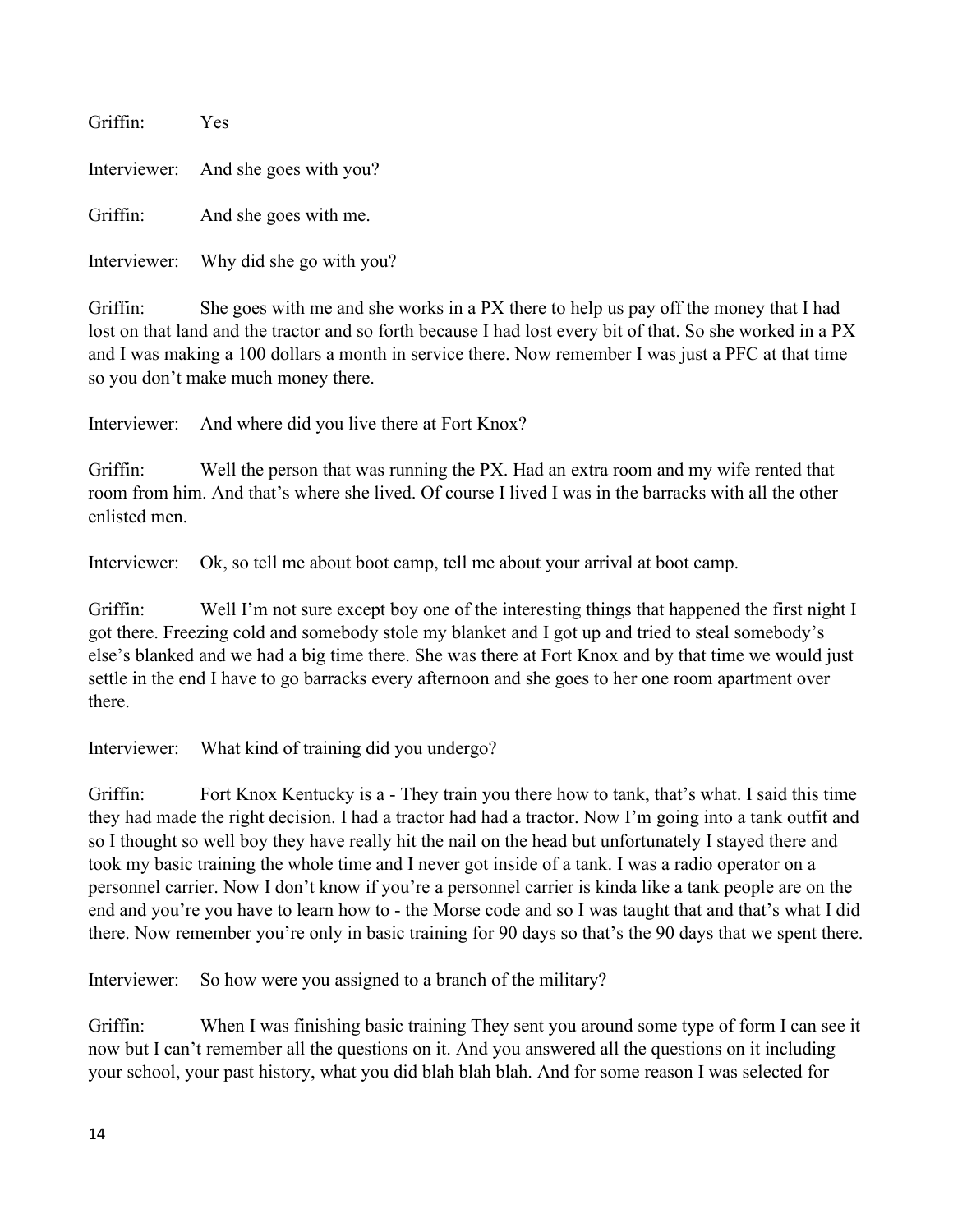Griffin: Yes

Interviewer: And she goes with you?

Griffin: And she goes with me.

Interviewer: Why did she go with you?

Griffin: She goes with me and she works in a PX there to help us pay off the money that I had lost on that land and the tractor and so forth because I had lost every bit of that. So she worked in a PX and I was making a 100 dollars a month in service there. Now remember I was just a PFC at that time so you don't make much money there.

Interviewer: And where did you live there at Fort Knox?

Griffin: Well the person that was running the PX. Had an extra room and my wife rented that room from him. And that's where she lived. Of course I lived I was in the barracks with all the other enlisted men.

Interviewer: Ok, so tell me about boot camp, tell me about your arrival at boot camp.

Griffin: Well I'm not sure except boy one of the interesting things that happened the first night I got there. Freezing cold and somebody stole my blanket and I got up and tried to steal somebody's else's blanked and we had a big time there. She was there at Fort Knox and by that time we would just settle in the end I have to go barracks every afternoon and she goes to her one room apartment over there.

Interviewer: What kind of training did you undergo?

Griffin: Fort Knox Kentucky is a - They train you there how to tank, that's what. I said this time they had made the right decision. I had a tractor had had a tractor. Now I'm going into a tank outfit and so I thought so well boy they have really hit the nail on the head but unfortunately I stayed there and took my basic training the whole time and I never got inside of a tank. I was a radio operator on a personnel carrier. Now I don't know if you're a personnel carrier is kinda like a tank people are on the end and you're you have to learn how to - the Morse code and so I was taught that and that's what I did there. Now remember you're only in basic training for 90 days so that's the 90 days that we spent there.

Interviewer: So how were you assigned to a branch of the military?

Griffin: When I was finishing basic training They sent you around some type of form I can see it now but I can't remember all the questions on it. And you answered all the questions on it including your school, your past history, what you did blah blah blah. And for some reason I was selected for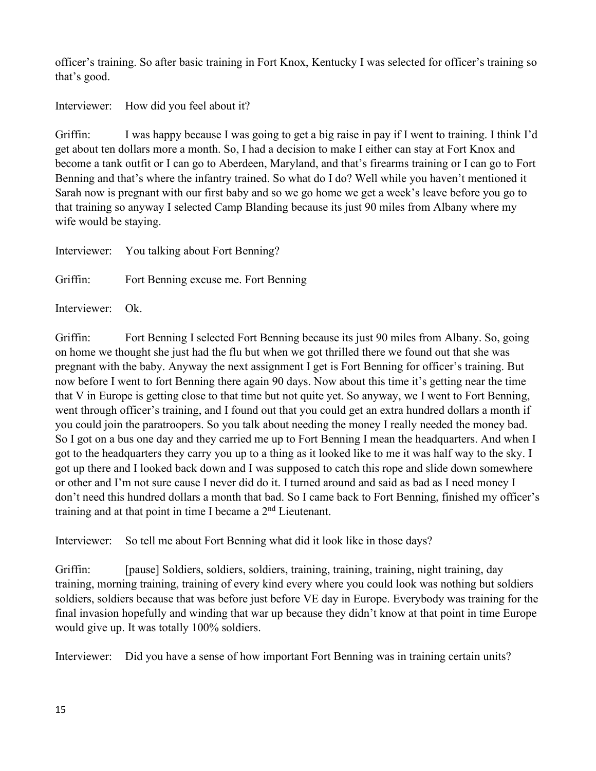officer's training. So after basic training in Fort Knox, Kentucky I was selected for officer's training so that's good.

Interviewer: How did you feel about it?

Griffin: I was happy because I was going to get a big raise in pay if I went to training. I think I'd get about ten dollars more a month. So, I had a decision to make I either can stay at Fort Knox and become a tank outfit or I can go to Aberdeen, Maryland, and that's firearms training or I can go to Fort Benning and that's where the infantry trained. So what do I do? Well while you haven't mentioned it Sarah now is pregnant with our first baby and so we go home we get a week's leave before you go to that training so anyway I selected Camp Blanding because its just 90 miles from Albany where my wife would be staying.

Interviewer: You talking about Fort Benning?

Griffin: Fort Benning excuse me. Fort Benning

Interviewer: Ok.

Griffin: Fort Benning I selected Fort Benning because its just 90 miles from Albany. So, going on home we thought she just had the flu but when we got thrilled there we found out that she was pregnant with the baby. Anyway the next assignment I get is Fort Benning for officer's training. But now before I went to fort Benning there again 90 days. Now about this time it's getting near the time that V in Europe is getting close to that time but not quite yet. So anyway, we I went to Fort Benning, went through officer's training, and I found out that you could get an extra hundred dollars a month if you could join the paratroopers. So you talk about needing the money I really needed the money bad. So I got on a bus one day and they carried me up to Fort Benning I mean the headquarters. And when I got to the headquarters they carry you up to a thing as it looked like to me it was half way to the sky. I got up there and I looked back down and I was supposed to catch this rope and slide down somewhere or other and I'm not sure cause I never did do it. I turned around and said as bad as I need money I don't need this hundred dollars a month that bad. So I came back to Fort Benning, finished my officer's training and at that point in time I became a 2nd Lieutenant.

Interviewer: So tell me about Fort Benning what did it look like in those days?

Griffin: [pause] Soldiers, soldiers, soldiers, training, training, training, night training, day training, morning training, training of every kind every where you could look was nothing but soldiers soldiers, soldiers because that was before just before VE day in Europe. Everybody was training for the final invasion hopefully and winding that war up because they didn't know at that point in time Europe would give up. It was totally 100% soldiers.

Interviewer: Did you have a sense of how important Fort Benning was in training certain units?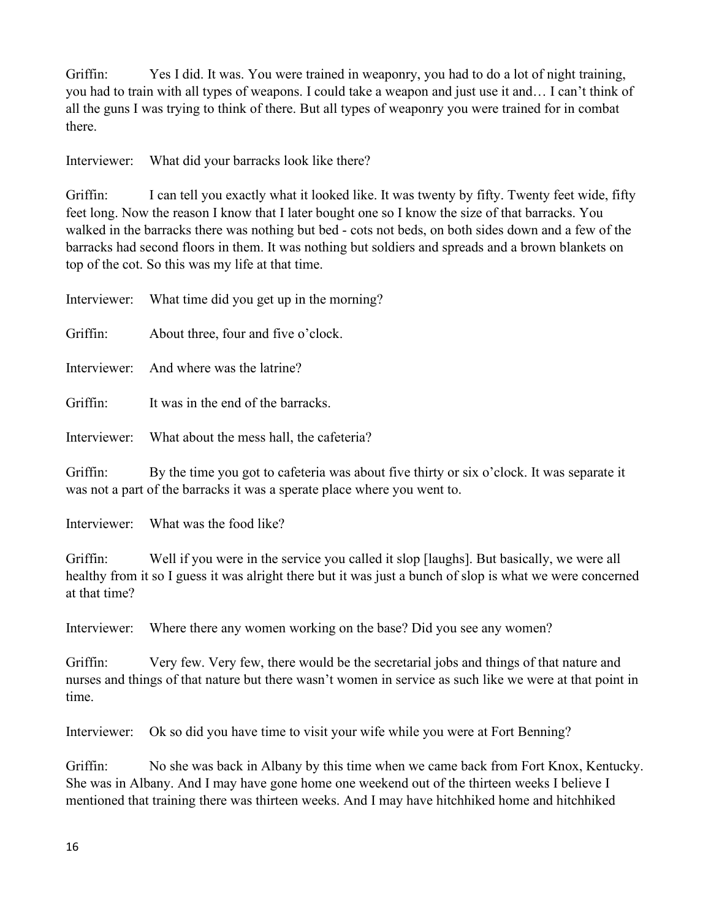Griffin: Yes I did. It was. You were trained in weaponry, you had to do a lot of night training, you had to train with all types of weapons. I could take a weapon and just use it and… I can't think of all the guns I was trying to think of there. But all types of weaponry you were trained for in combat there.

Interviewer: What did your barracks look like there?

Griffin: I can tell you exactly what it looked like. It was twenty by fifty. Twenty feet wide, fifty feet long. Now the reason I know that I later bought one so I know the size of that barracks. You walked in the barracks there was nothing but bed - cots not beds, on both sides down and a few of the barracks had second floors in them. It was nothing but soldiers and spreads and a brown blankets on top of the cot. So this was my life at that time.

Interviewer: What time did you get up in the morning?

Griffin: About three, four and five o'clock.

Interviewer: And where was the latrine?

Griffin: It was in the end of the barracks.

Interviewer: What about the mess hall, the cafeteria?

Griffin: By the time you got to cafeteria was about five thirty or six o'clock. It was separate it was not a part of the barracks it was a sperate place where you went to.

Interviewer: What was the food like?

Griffin: Well if you were in the service you called it slop [laughs]. But basically, we were all healthy from it so I guess it was alright there but it was just a bunch of slop is what we were concerned at that time?

Interviewer: Where there any women working on the base? Did you see any women?

Griffin: Very few. Very few, there would be the secretarial jobs and things of that nature and nurses and things of that nature but there wasn't women in service as such like we were at that point in time.

Interviewer: Ok so did you have time to visit your wife while you were at Fort Benning?

Griffin: No she was back in Albany by this time when we came back from Fort Knox, Kentucky. She was in Albany. And I may have gone home one weekend out of the thirteen weeks I believe I mentioned that training there was thirteen weeks. And I may have hitchhiked home and hitchhiked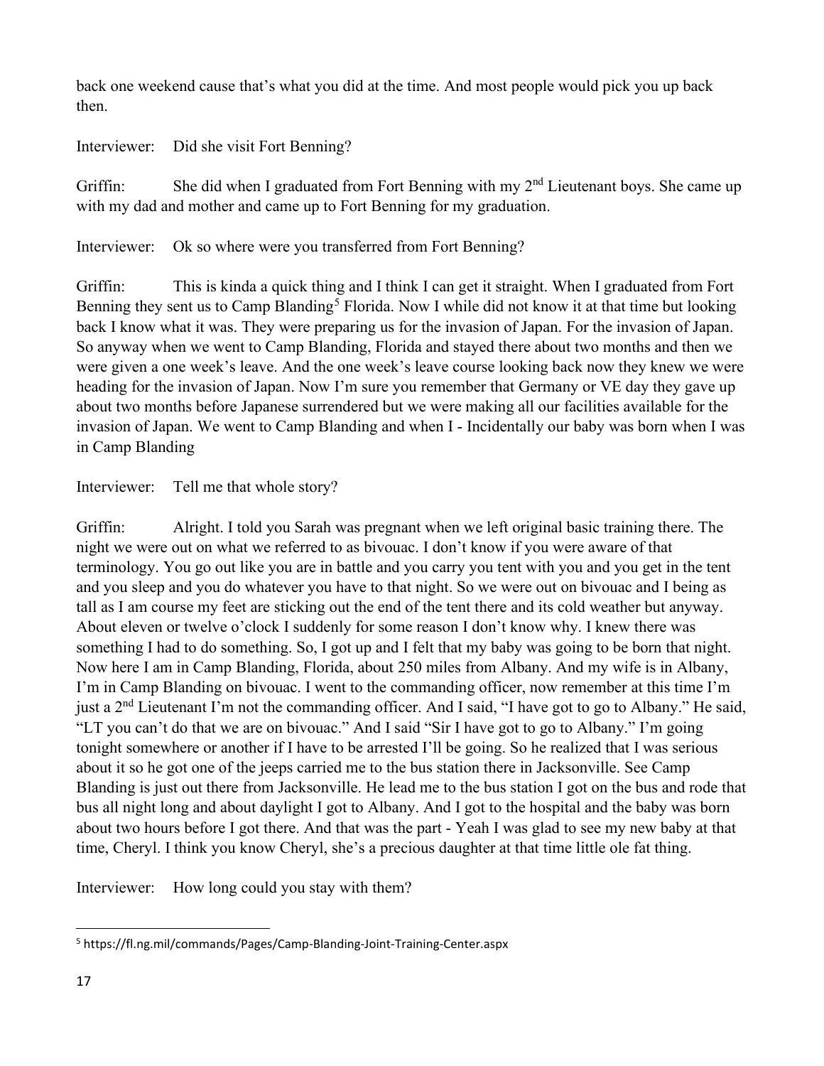back one weekend cause that's what you did at the time. And most people would pick you up back then.

Interviewer: Did she visit Fort Benning?

Griffin: She did when I graduated from Fort Benning with my 2nd Lieutenant boys. She came up with my dad and mother and came up to Fort Benning for my graduation.

Interviewer: Ok so where were you transferred from Fort Benning?

Griffin: This is kinda a quick thing and I think I can get it straight. When I graduated from Fort Benning they sent us to Camp Blanding[5] Florida. Now I while did not know it at that time but looking back I know what it was. They were preparing us for the invasion of Japan. For the invasion of Japan. So anyway when we went to Camp Blanding, Florida and stayed there about two months and then we were given a one week's leave. And the one week's leave course looking back now they knew we were heading for the invasion of Japan. Now I'm sure you remember that Germany or VE day they gave up about two months before Japanese surrendered but we were making all our facilities available for the invasion of Japan. We went to Camp Blanding and when I - Incidentally our baby was born when I was in Camp Blanding

Interviewer: Tell me that whole story?

Griffin: Alright. I told you Sarah was pregnant when we left original basic training there. The night we were out on what we referred to as bivouac. I don't know if you were aware of that terminology. You go out like you are in battle and you carry you tent with you and you get in the tent and you sleep and you do whatever you have to that night. So we were out on bivouac and I being as tall as I am course my feet are sticking out the end of the tent there and its cold weather but anyway. About eleven or twelve o'clock I suddenly for some reason I don't know why. I knew there was something I had to do something. So, I got up and I felt that my baby was going to be born that night. Now here I am in Camp Blanding, Florida, about 250 miles from Albany. And my wife is in Albany, I'm in Camp Blanding on bivouac. I went to the commanding officer, now remember at this time I'm just a 2nd Lieutenant I'm not the commanding officer. And I said, "I have got to go to Albany." He said, "LT you can't do that we are on bivouac." And I said "Sir I have got to go to Albany." I'm going tonight somewhere or another if I have to be arrested I'll be going. So he realized that I was serious about it so he got one of the jeeps carried me to the bus station there in Jacksonville. See Camp Blanding is just out there from Jacksonville. He lead me to the bus station I got on the bus and rode that bus all night long and about daylight I got to Albany. And I got to the hospital and the baby was born about two hours before I got there. And that was the part - Yeah I was glad to see my new baby at that time, Cheryl. I think you know Cheryl, she's a precious daughter at that time little ole fat thing.

Interviewer: How long could you stay with them?

---

[5] https://fl.ng.mil/commands/Pages/Camp-Blanding-Joint-Training-Center.aspx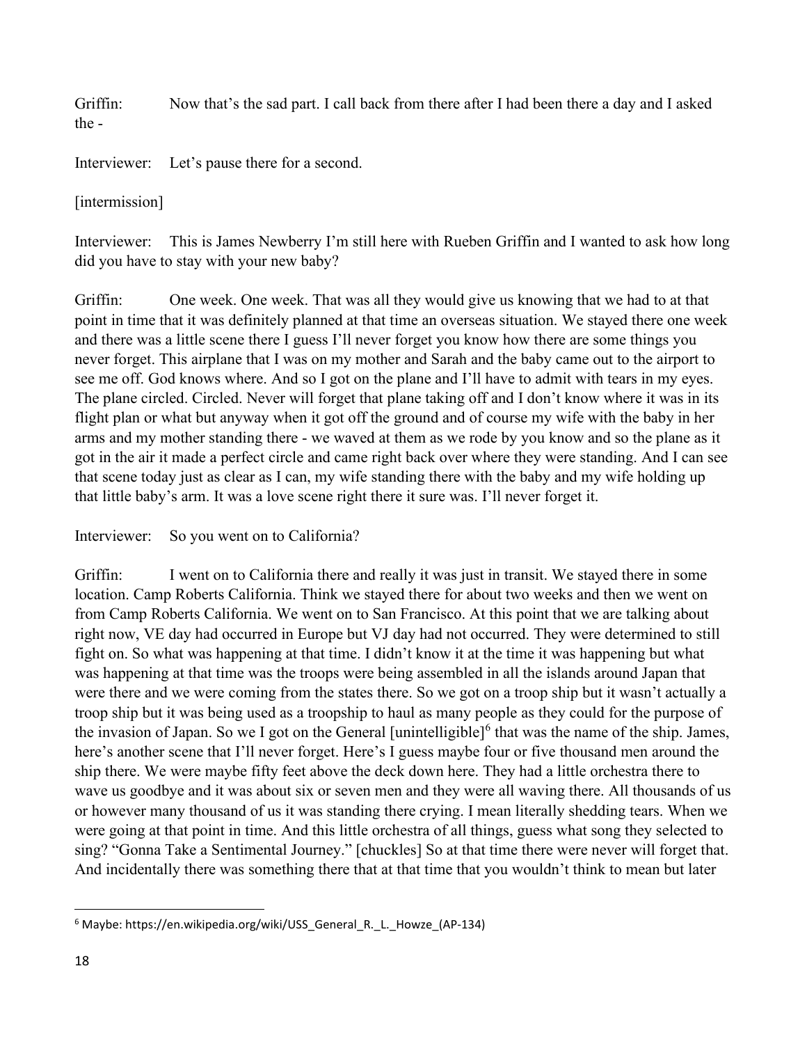Griffin: Now that's the sad part. I call back from there after I had been there a day and I asked the -

Interviewer: Let's pause there for a second.

[intermission]

Interviewer: This is James Newberry I'm still here with Rueben Griffin and I wanted to ask how long did you have to stay with your new baby?

Griffin: One week. One week. That was all they would give us knowing that we had to at that point in time that it was definitely planned at that time an overseas situation. We stayed there one week and there was a little scene there I guess I'll never forget you know how there are some things you never forget. This airplane that I was on my mother and Sarah and the baby came out to the airport to see me off. God knows where. And so I got on the plane and I'll have to admit with tears in my eyes. The plane circled. Circled. Never will forget that plane taking off and I don't know where it was in its flight plan or what but anyway when it got off the ground and of course my wife with the baby in her arms and my mother standing there - we waved at them as we rode by you know and so the plane as it got in the air it made a perfect circle and came right back over where they were standing. And I can see that scene today just as clear as I can, my wife standing there with the baby and my wife holding up that little baby's arm. It was a love scene right there it sure was. I'll never forget it.

Interviewer: So you went on to California?

Griffin: I went on to California there and really it was just in transit. We stayed there in some location. Camp Roberts California. Think we stayed there for about two weeks and then we went on from Camp Roberts California. We went on to San Francisco. At this point that we are talking about right now, VE day had occurred in Europe but VJ day had not occurred. They were determined to still fight on. So what was happening at that time. I didn't know it at the time it was happening but what was happening at that time was the troops were being assembled in all the islands around Japan that were there and we were coming from the states there. So we got on a troop ship but it wasn't actually a troop ship but it was being used as a troopship to haul as many people as they could for the purpose of the invasion of Japan. So we I got on the General [unintelligible][6] that was the name of the ship. James, here's another scene that I'll never forget. Here's I guess maybe four or five thousand men around the ship there. We were maybe fifty feet above the deck down here. They had a little orchestra there to wave us goodbye and it was about six or seven men and they were all waving there. All thousands of us or however many thousand of us it was standing there crying. I mean literally shedding tears. When we were going at that point in time. And this little orchestra of all things, guess what song they selected to sing? "Gonna Take a Sentimental Journey." [chuckles] So at that time there were never will forget that. And incidentally there was something there that at that time that you wouldn't think to mean but later

---

[6] Maybe: https://en.wikipedia.org/wiki/USS_General_R._L._Howze_(AP-134)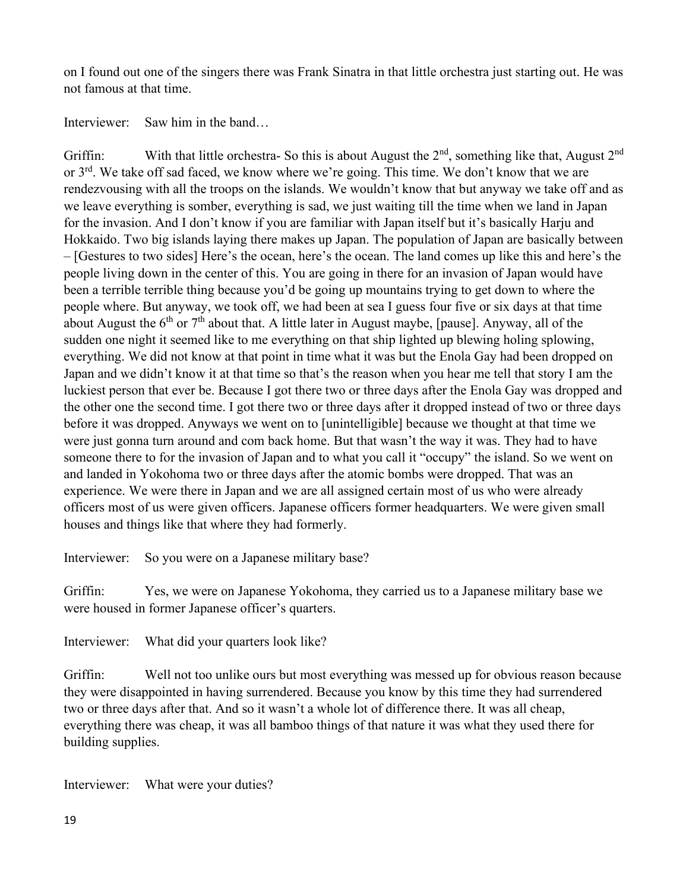on I found out one of the singers there was Frank Sinatra in that little orchestra just starting out. He was not famous at that time.

Interviewer: Saw him in the band…

Griffin: With that little orchestra- So this is about August the 2nd, something like that, August 2nd or 3rd. We take off sad faced, we know where we're going. This time. We don't know that we are rendezvousing with all the troops on the islands. We wouldn't know that but anyway we take off and as we leave everything is somber, everything is sad, we just waiting till the time when we land in Japan for the invasion. And I don't know if you are familiar with Japan itself but it's basically Harju and Hokkaido. Two big islands laying there makes up Japan. The population of Japan are basically between – [Gestures to two sides] Here's the ocean, here's the ocean. The land comes up like this and here's the people living down in the center of this. You are going in there for an invasion of Japan would have been a terrible terrible thing because you'd be going up mountains trying to get down to where the people where. But anyway, we took off, we had been at sea I guess four five or six days at that time about August the 6th or 7th about that. A little later in August maybe, [pause]. Anyway, all of the sudden one night it seemed like to me everything on that ship lighted up blewing holing splowing, everything. We did not know at that point in time what it was but the Enola Gay had been dropped on Japan and we didn't know it at that time so that's the reason when you hear me tell that story I am the luckiest person that ever be. Because I got there two or three days after the Enola Gay was dropped and the other one the second time. I got there two or three days after it dropped instead of two or three days before it was dropped. Anyways we went on to [unintelligible] because we thought at that time we were just gonna turn around and com back home. But that wasn't the way it was. They had to have someone there to for the invasion of Japan and to what you call it "occupy" the island. So we went on and landed in Yokohoma two or three days after the atomic bombs were dropped. That was an experience. We were there in Japan and we are all assigned certain most of us who were already officers most of us were given officers. Japanese officers former headquarters. We were given small houses and things like that where they had formerly.

Interviewer: So you were on a Japanese military base?

Griffin: Yes, we were on Japanese Yokohoma, they carried us to a Japanese military base we were housed in former Japanese officer's quarters.

Interviewer: What did your quarters look like?

Griffin: Well not too unlike ours but most everything was messed up for obvious reason because they were disappointed in having surrendered. Because you know by this time they had surrendered two or three days after that. And so it wasn't a whole lot of difference there. It was all cheap, everything there was cheap, it was all bamboo things of that nature it was what they used there for building supplies.

Interviewer: What were your duties?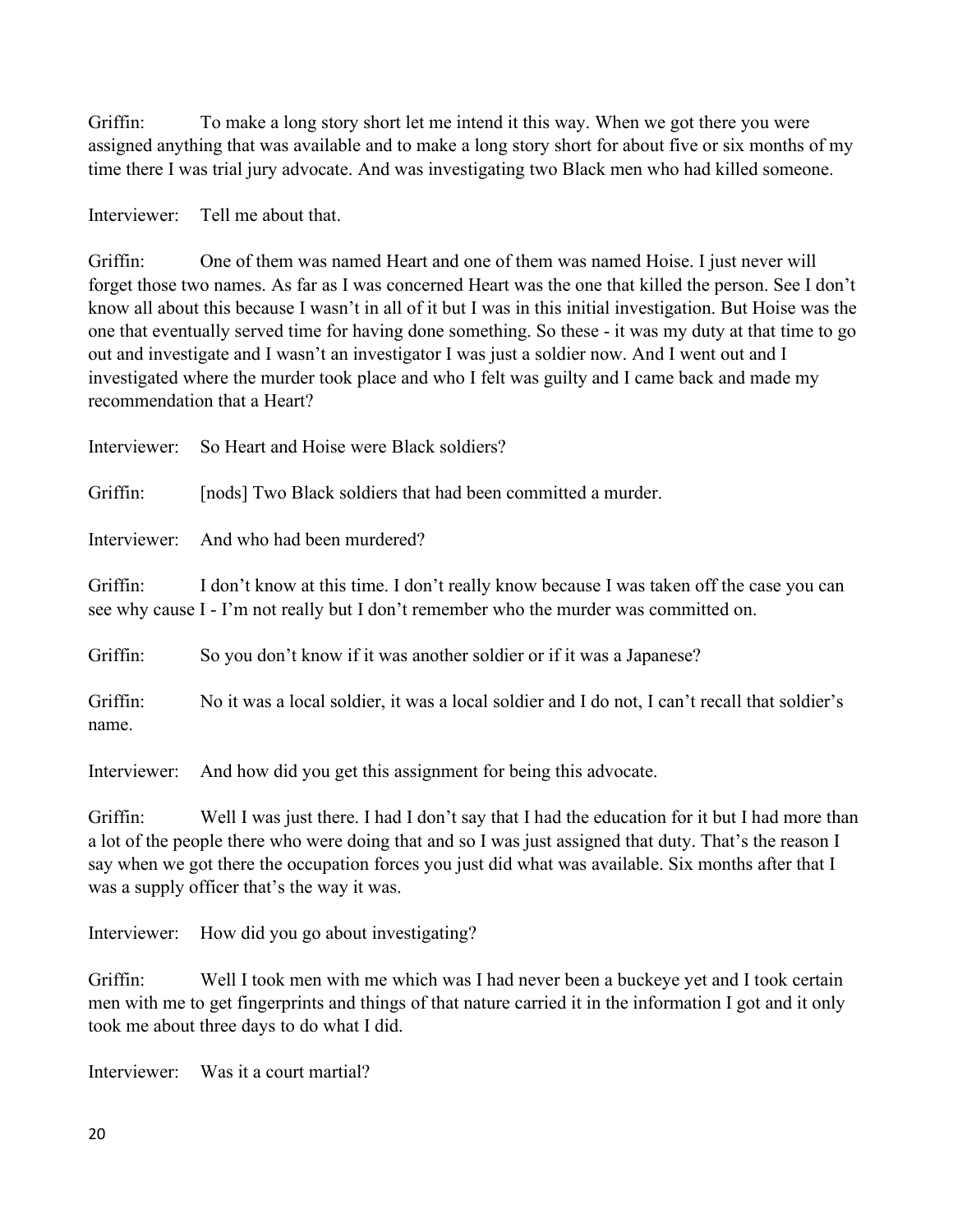Griffin: To make a long story short let me intend it this way. When we got there you were assigned anything that was available and to make a long story short for about five or six months of my time there I was trial jury advocate. And was investigating two Black men who had killed someone.

Interviewer: Tell me about that.

Griffin: One of them was named Heart and one of them was named Hoise. I just never will forget those two names. As far as I was concerned Heart was the one that killed the person. See I don't know all about this because I wasn't in all of it but I was in this initial investigation. But Hoise was the one that eventually served time for having done something. So these - it was my duty at that time to go out and investigate and I wasn't an investigator I was just a soldier now. And I went out and I investigated where the murder took place and who I felt was guilty and I came back and made my recommendation that a Heart?

Interviewer: So Heart and Hoise were Black soldiers?

Griffin: [nods] Two Black soldiers that had been committed a murder.

Interviewer: And who had been murdered?

Griffin: I don't know at this time. I don't really know because I was taken off the case you can see why cause I - I'm not really but I don't remember who the murder was committed on.

Griffin: So you don't know if it was another soldier or if it was a Japanese?

Griffin: No it was a local soldier, it was a local soldier and I do not, I can't recall that soldier's name.

Interviewer: And how did you get this assignment for being this advocate.

Griffin: Well I was just there. I had I don't say that I had the education for it but I had more than a lot of the people there who were doing that and so I was just assigned that duty. That's the reason I say when we got there the occupation forces you just did what was available. Six months after that I was a supply officer that's the way it was.

Interviewer: How did you go about investigating?

Griffin: Well I took men with me which was I had never been a buckeye yet and I took certain men with me to get fingerprints and things of that nature carried it in the information I got and it only took me about three days to do what I did.

Interviewer: Was it a court martial?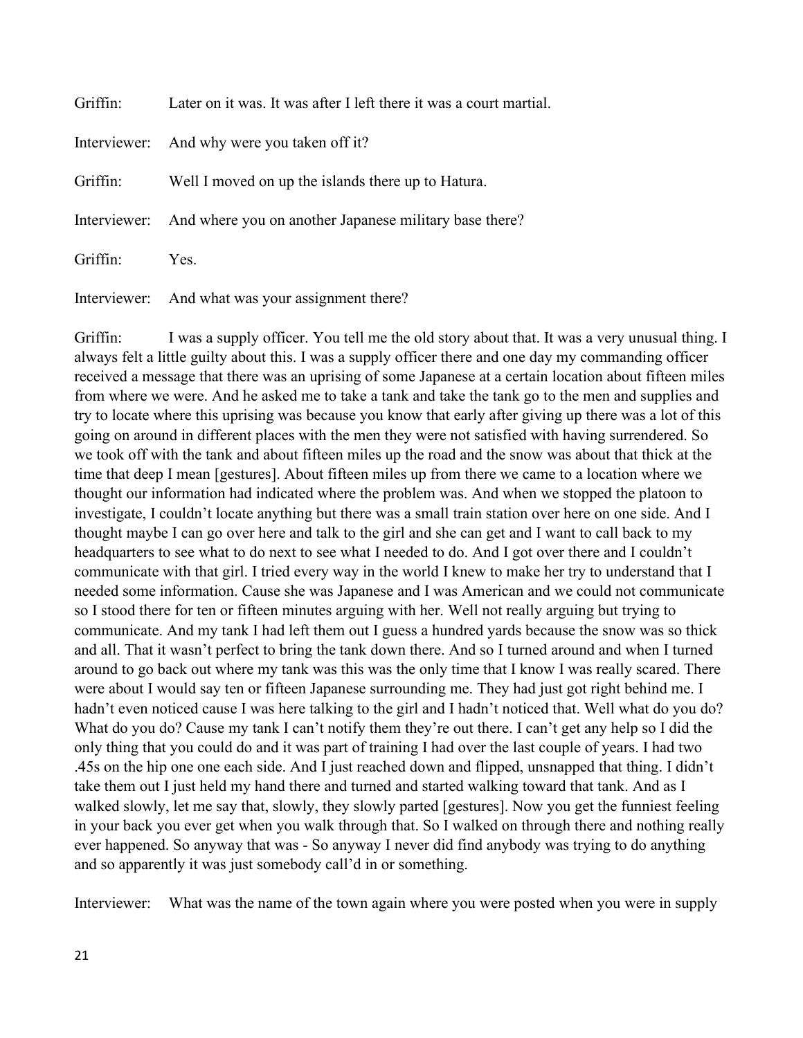Griffin: Later on it was. It was after I left there it was a court martial.

Interviewer: And why were you taken off it?

Griffin: Well I moved on up the islands there up to Hatura.

Interviewer: And where you on another Japanese military base there?

Griffin: Yes.

Interviewer: And what was your assignment there?

Griffin: I was a supply officer. You tell me the old story about that. It was a very unusual thing. I always felt a little guilty about this. I was a supply officer there and one day my commanding officer received a message that there was an uprising of some Japanese at a certain location about fifteen miles from where we were. And he asked me to take a tank and take the tank go to the men and supplies and try to locate where this uprising was because you know that early after giving up there was a lot of this going on around in different places with the men they were not satisfied with having surrendered. So we took off with the tank and about fifteen miles up the road and the snow was about that thick at the time that deep I mean [gestures]. About fifteen miles up from there we came to a location where we thought our information had indicated where the problem was. And when we stopped the platoon to investigate, I couldn't locate anything but there was a small train station over here on one side. And I thought maybe I can go over here and talk to the girl and she can get and I want to call back to my headquarters to see what to do next to see what I needed to do. And I got over there and I couldn't communicate with that girl. I tried every way in the world I knew to make her try to understand that I needed some information. Cause she was Japanese and I was American and we could not communicate so I stood there for ten or fifteen minutes arguing with her. Well not really arguing but trying to communicate. And my tank I had left them out I guess a hundred yards because the snow was so thick and all. That it wasn't perfect to bring the tank down there. And so I turned around and when I turned around to go back out where my tank was this was the only time that I know I was really scared. There were about I would say ten or fifteen Japanese surrounding me. They had just got right behind me. I hadn't even noticed cause I was here talking to the girl and I hadn't noticed that. Well what do you do? What do you do? Cause my tank I can't notify them they're out there. I can't get any help so I did the only thing that you could do and it was part of training I had over the last couple of years. I had two .45s on the hip one one each side. And I just reached down and flipped, unsnapped that thing. I didn't take them out I just held my hand there and turned and started walking toward that tank. And as I walked slowly, let me say that, slowly, they slowly parted [gestures]. Now you get the funniest feeling in your back you ever get when you walk through that. So I walked on through there and nothing really ever happened. So anyway that was - So anyway I never did find anybody was trying to do anything and so apparently it was just somebody call'd in or something.

Interviewer: What was the name of the town again where you were posted when you were in supply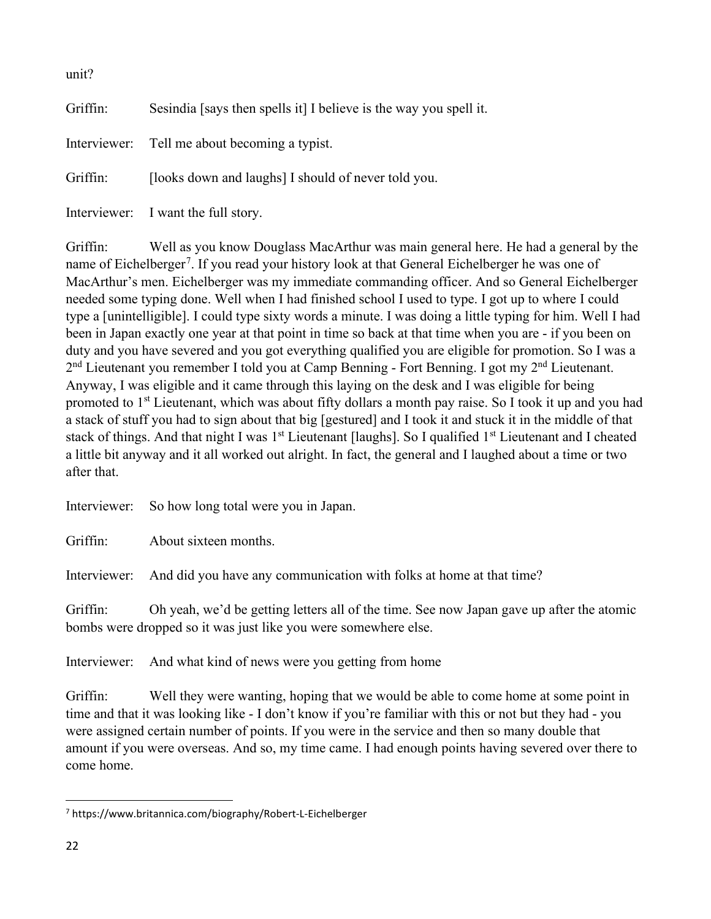unit?

Griffin: Sesindia [says then spells it] I believe is the way you spell it.

Interviewer: Tell me about becoming a typist.

Griffin: [looks down and laughs] I should of never told you.

Interviewer: I want the full story.

Griffin: Well as you know Douglass MacArthur was main general here. He had a general by the name of Eichelberger[7]. If you read your history look at that General Eichelberger he was one of MacArthur's men. Eichelberger was my immediate commanding officer. And so General Eichelberger needed some typing done. Well when I had finished school I used to type. I got up to where I could type a [unintelligible]. I could type sixty words a minute. I was doing a little typing for him. Well I had been in Japan exactly one year at that point in time so back at that time when you are - if you been on duty and you have severed and you got everything qualified you are eligible for promotion. So I was a 2nd Lieutenant you remember I told you at Camp Benning - Fort Benning. I got my 2nd Lieutenant. Anyway, I was eligible and it came through this laying on the desk and I was eligible for being promoted to 1st Lieutenant, which was about fifty dollars a month pay raise. So I took it up and you had a stack of stuff you had to sign about that big [gestured] and I took it and stuck it in the middle of that stack of things. And that night I was 1st Lieutenant [laughs]. So I qualified 1st Lieutenant and I cheated a little bit anyway and it all worked out alright. In fact, the general and I laughed about a time or two after that.

Interviewer: So how long total were you in Japan.

Griffin: About sixteen months.

Interviewer: And did you have any communication with folks at home at that time?

Griffin: Oh yeah, we'd be getting letters all of the time. See now Japan gave up after the atomic bombs were dropped so it was just like you were somewhere else.

Interviewer: And what kind of news were you getting from home

Griffin: Well they were wanting, hoping that we would be able to come home at some point in time and that it was looking like - I don't know if you're familiar with this or not but they had - you were assigned certain number of points. If you were in the service and then so many double that amount if you were overseas. And so, my time came. I had enough points having severed over there to come home.

[7] https://www.britannica.com/biography/Robert-L-Eichelberger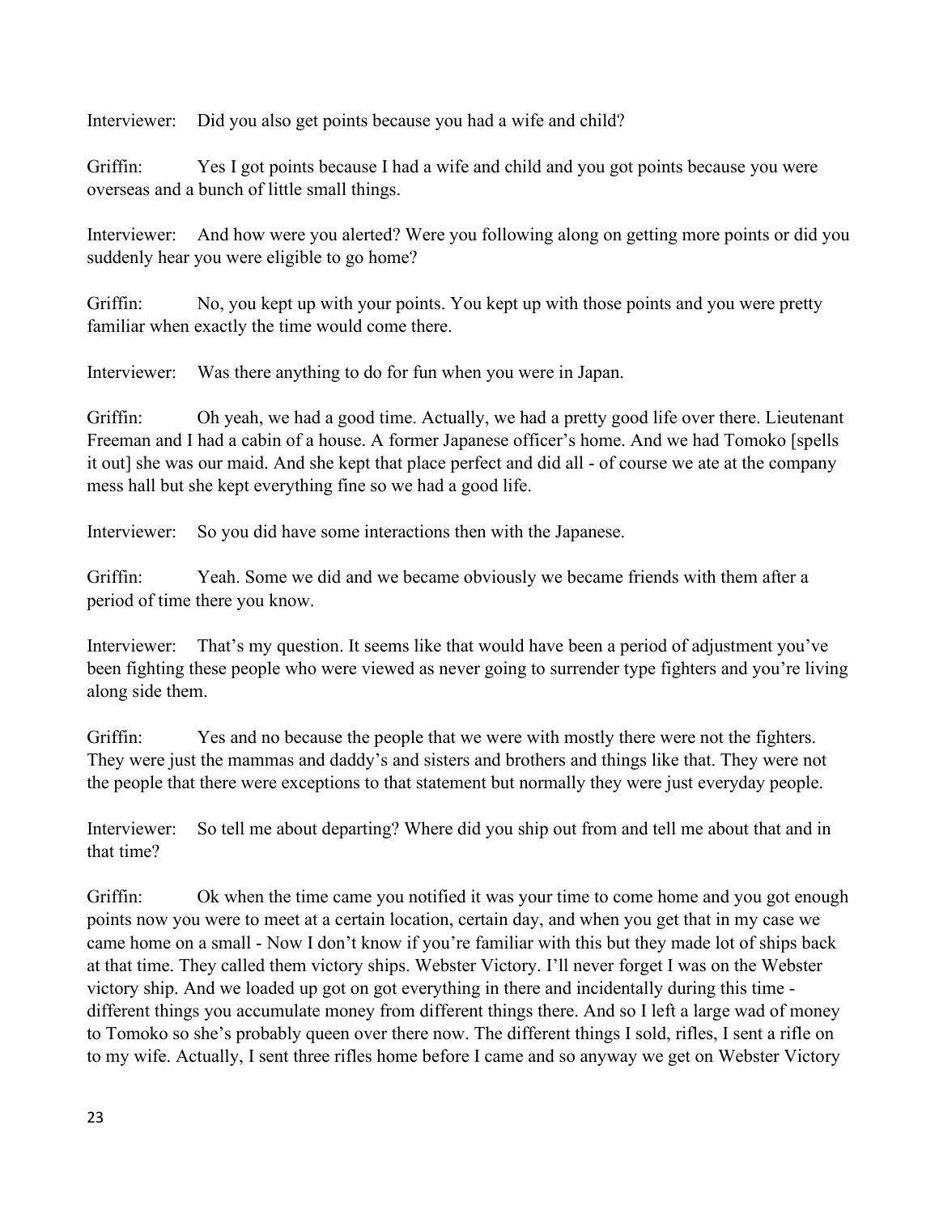Interviewer: Did you also get points because you had a wife and child?

Griffin: Yes I got points because I had a wife and child and you got points because you were overseas and a bunch of little small things.

Interviewer: And how were you alerted? Were you following along on getting more points or did you suddenly hear you were eligible to go home?

Griffin: No, you kept up with your points. You kept up with those points and you were pretty familiar when exactly the time would come there.

Interviewer: Was there anything to do for fun when you were in Japan.

Griffin: Oh yeah, we had a good time. Actually, we had a pretty good life over there. Lieutenant Freeman and I had a cabin of a house. A former Japanese officer's home. And we had Tomoko [spells it out] she was our maid. And she kept that place perfect and did all - of course we ate at the company mess hall but she kept everything fine so we had a good life.

Interviewer: So you did have some interactions then with the Japanese.

Griffin: Yeah. Some we did and we became obviously we became friends with them after a period of time there you know.

Interviewer: That's my question. It seems like that would have been a period of adjustment you've been fighting these people who were viewed as never going to surrender type fighters and you're living along side them.

Griffin: Yes and no because the people that we were with mostly there were not the fighters. They were just the mammas and daddy's and sisters and brothers and things like that. They were not the people that there were exceptions to that statement but normally they were just everyday people.

Interviewer: So tell me about departing? Where did you ship out from and tell me about that and in that time?

Griffin: Ok when the time came you notified it was your time to come home and you got enough points now you were to meet at a certain location, certain day, and when you get that in my case we came home on a small - Now I don't know if you're familiar with this but they made lot of ships back at that time. They called them victory ships. Webster Victory. I'll never forget I was on the Webster victory ship. And we loaded up got on got everything in there and incidentally during this time - different things you accumulate money from different things there. And so I left a large wad of money to Tomoko so she's probably queen over there now. The different things I sold, rifles, I sent a rifle on to my wife. Actually, I sent three rifles home before I came and so anyway we get on Webster Victory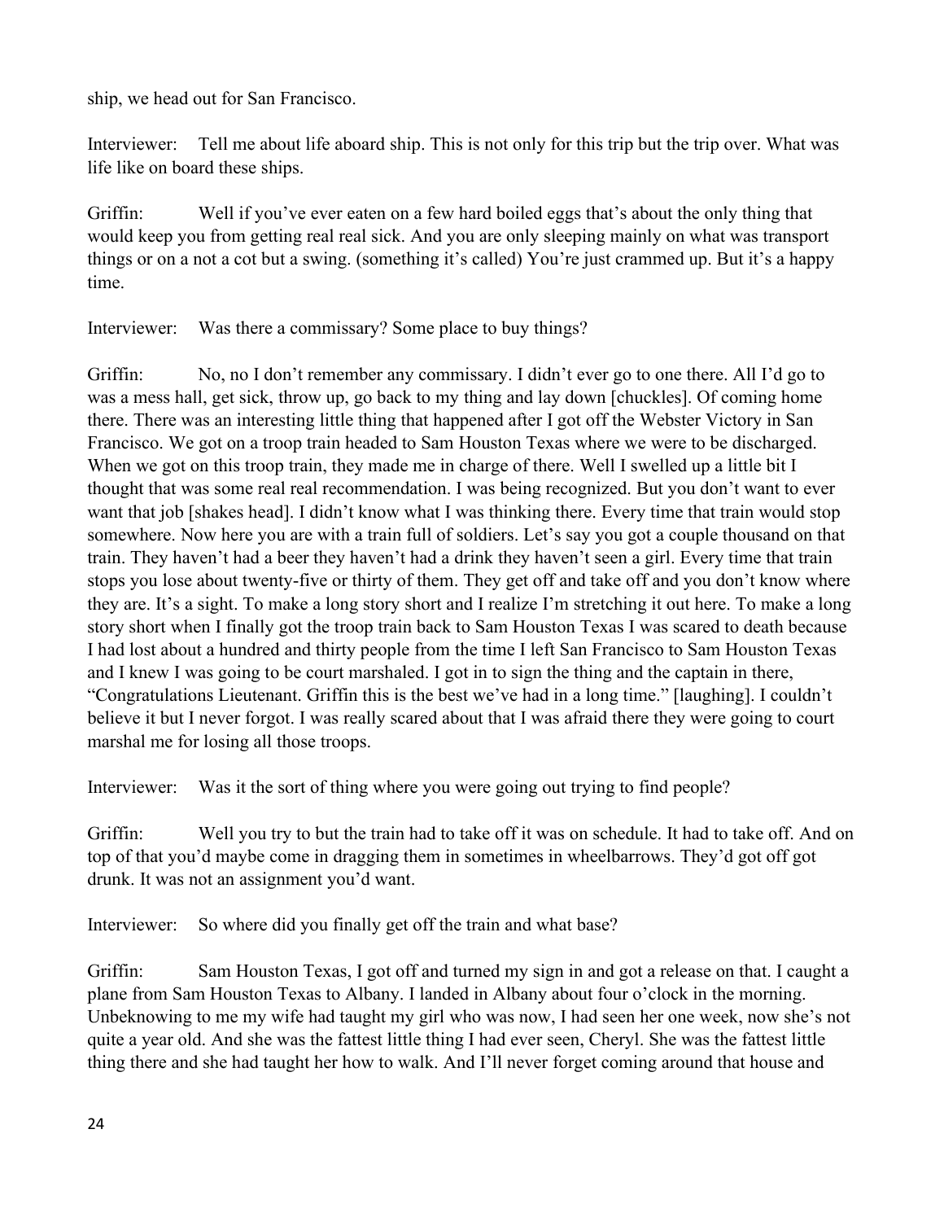ship, we head out for San Francisco.

Interviewer: Tell me about life aboard ship. This is not only for this trip but the trip over. What was life like on board these ships.

Griffin: Well if you've ever eaten on a few hard boiled eggs that's about the only thing that would keep you from getting real real sick. And you are only sleeping mainly on what was transport things or on a not a cot but a swing. (something it's called) You're just crammed up. But it's a happy time.

Interviewer: Was there a commissary? Some place to buy things?

Griffin: No, no I don't remember any commissary. I didn't ever go to one there. All I'd go to was a mess hall, get sick, throw up, go back to my thing and lay down [chuckles]. Of coming home there. There was an interesting little thing that happened after I got off the Webster Victory in San Francisco. We got on a troop train headed to Sam Houston Texas where we were to be discharged. When we got on this troop train, they made me in charge of there. Well I swelled up a little bit I thought that was some real real recommendation. I was being recognized. But you don't want to ever want that job [shakes head]. I didn't know what I was thinking there. Every time that train would stop somewhere. Now here you are with a train full of soldiers. Let's say you got a couple thousand on that train. They haven't had a beer they haven't had a drink they haven't seen a girl. Every time that train stops you lose about twenty-five or thirty of them. They get off and take off and you don't know where they are. It's a sight. To make a long story short and I realize I'm stretching it out here. To make a long story short when I finally got the troop train back to Sam Houston Texas I was scared to death because I had lost about a hundred and thirty people from the time I left San Francisco to Sam Houston Texas and I knew I was going to be court marshaled. I got in to sign the thing and the captain in there, "Congratulations Lieutenant. Griffin this is the best we've had in a long time." [laughing]. I couldn't believe it but I never forgot. I was really scared about that I was afraid there they were going to court marshal me for losing all those troops.

Interviewer: Was it the sort of thing where you were going out trying to find people?

Griffin: Well you try to but the train had to take off it was on schedule. It had to take off. And on top of that you'd maybe come in dragging them in sometimes in wheelbarrows. They'd got off got drunk. It was not an assignment you'd want.

Interviewer: So where did you finally get off the train and what base?

Griffin: Sam Houston Texas, I got off and turned my sign in and got a release on that. I caught a plane from Sam Houston Texas to Albany. I landed in Albany about four o'clock in the morning. Unbeknowing to me my wife had taught my girl who was now, I had seen her one week, now she's not quite a year old. And she was the fattest little thing I had ever seen, Cheryl. She was the fattest little thing there and she had taught her how to walk. And I'll never forget coming around that house and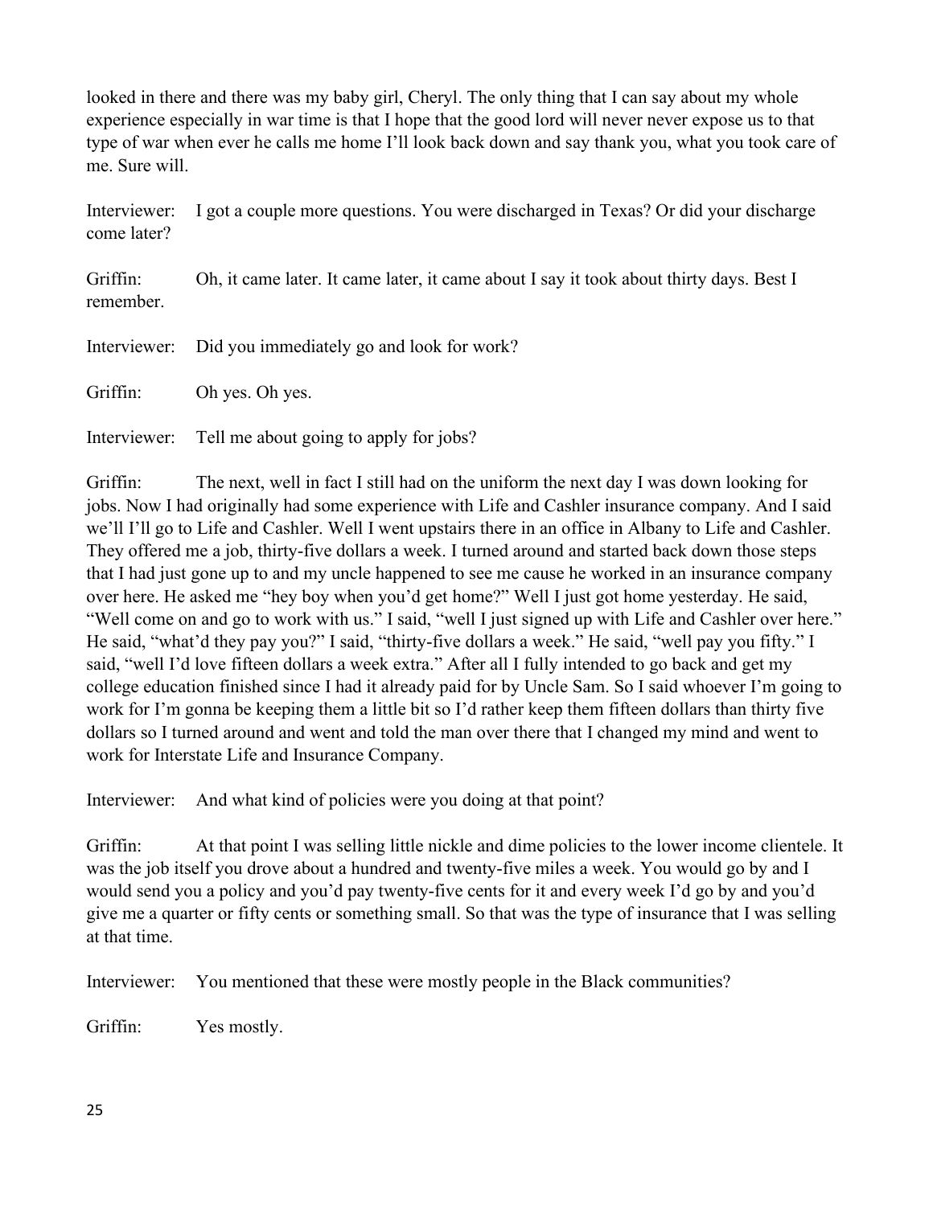looked in there and there was my baby girl, Cheryl. The only thing that I can say about my whole experience especially in war time is that I hope that the good lord will never never expose us to that type of war when ever he calls me home I'll look back down and say thank you, what you took care of me. Sure will.

Interviewer: I got a couple more questions. You were discharged in Texas? Or did your discharge come later?

Griffin: Oh, it came later. It came later, it came about I say it took about thirty days. Best I remember.

Interviewer: Did you immediately go and look for work?

Griffin: Oh yes. Oh yes.

Interviewer: Tell me about going to apply for jobs?

Griffin: The next, well in fact I still had on the uniform the next day I was down looking for jobs. Now I had originally had some experience with Life and Cashler insurance company. And I said we'll I'll go to Life and Cashler. Well I went upstairs there in an office in Albany to Life and Cashler. They offered me a job, thirty-five dollars a week. I turned around and started back down those steps that I had just gone up to and my uncle happened to see me cause he worked in an insurance company over here. He asked me "hey boy when you'd get home?" Well I just got home yesterday. He said, "Well come on and go to work with us." I said, "well I just signed up with Life and Cashler over here." He said, "what'd they pay you?" I said, "thirty-five dollars a week." He said, "well pay you fifty." I said, "well I'd love fifteen dollars a week extra." After all I fully intended to go back and get my college education finished since I had it already paid for by Uncle Sam. So I said whoever I'm going to work for I'm gonna be keeping them a little bit so I'd rather keep them fifteen dollars than thirty five dollars so I turned around and went and told the man over there that I changed my mind and went to work for Interstate Life and Insurance Company.

Interviewer: And what kind of policies were you doing at that point?

Griffin: At that point I was selling little nickle and dime policies to the lower income clientele. It was the job itself you drove about a hundred and twenty-five miles a week. You would go by and I would send you a policy and you'd pay twenty-five cents for it and every week I'd go by and you'd give me a quarter or fifty cents or something small. So that was the type of insurance that I was selling at that time.

Interviewer: You mentioned that these were mostly people in the Black communities?

Griffin: Yes mostly.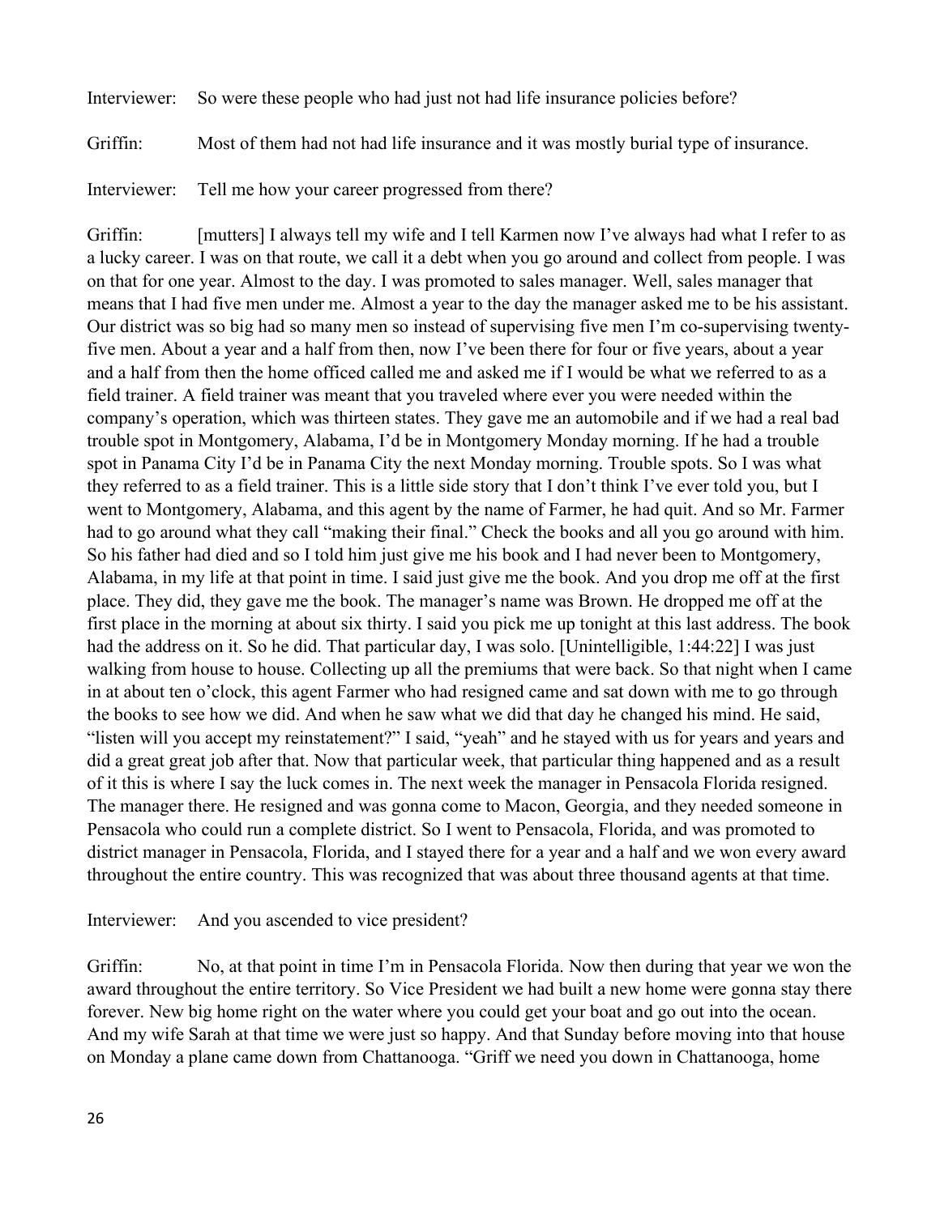Interviewer: So were these people who had just not had life insurance policies before?

Griffin: Most of them had not had life insurance and it was mostly burial type of insurance.

Interviewer: Tell me how your career progressed from there?

Griffin: [mutters] I always tell my wife and I tell Karmen now I've always had what I refer to as a lucky career. I was on that route, we call it a debt when you go around and collect from people. I was on that for one year. Almost to the day. I was promoted to sales manager. Well, sales manager that means that I had five men under me. Almost a year to the day the manager asked me to be his assistant. Our district was so big had so many men so instead of supervising five men I'm co-supervising twenty-five men. About a year and a half from then, now I've been there for four or five years, about a year and a half from then the home officed called me and asked me if I would be what we referred to as a field trainer. A field trainer was meant that you traveled where ever you were needed within the company's operation, which was thirteen states. They gave me an automobile and if we had a real bad trouble spot in Montgomery, Alabama, I'd be in Montgomery Monday morning. If he had a trouble spot in Panama City I'd be in Panama City the next Monday morning. Trouble spots. So I was what they referred to as a field trainer. This is a little side story that I don't think I've ever told you, but I went to Montgomery, Alabama, and this agent by the name of Farmer, he had quit. And so Mr. Farmer had to go around what they call "making their final." Check the books and all you go around with him. So his father had died and so I told him just give me his book and I had never been to Montgomery, Alabama, in my life at that point in time. I said just give me the book. And you drop me off at the first place. They did, they gave me the book. The manager's name was Brown. He dropped me off at the first place in the morning at about six thirty. I said you pick me up tonight at this last address. The book had the address on it. So he did. That particular day, I was solo. [Unintelligible, 1:44:22] I was just walking from house to house. Collecting up all the premiums that were back. So that night when I came in at about ten o'clock, this agent Farmer who had resigned came and sat down with me to go through the books to see how we did. And when he saw what we did that day he changed his mind. He said, "listen will you accept my reinstatement?" I said, "yeah" and he stayed with us for years and years and did a great great job after that. Now that particular week, that particular thing happened and as a result of it this is where I say the luck comes in. The next week the manager in Pensacola Florida resigned. The manager there. He resigned and was gonna come to Macon, Georgia, and they needed someone in Pensacola who could run a complete district. So I went to Pensacola, Florida, and was promoted to district manager in Pensacola, Florida, and I stayed there for a year and a half and we won every award throughout the entire country. This was recognized that was about three thousand agents at that time.

Interviewer: And you ascended to vice president?

Griffin: No, at that point in time I'm in Pensacola Florida. Now then during that year we won the award throughout the entire territory. So Vice President we had built a new home were gonna stay there forever. New big home right on the water where you could get your boat and go out into the ocean. And my wife Sarah at that time we were just so happy. And that Sunday before moving into that house on Monday a plane came down from Chattanooga. "Griff we need you down in Chattanooga, home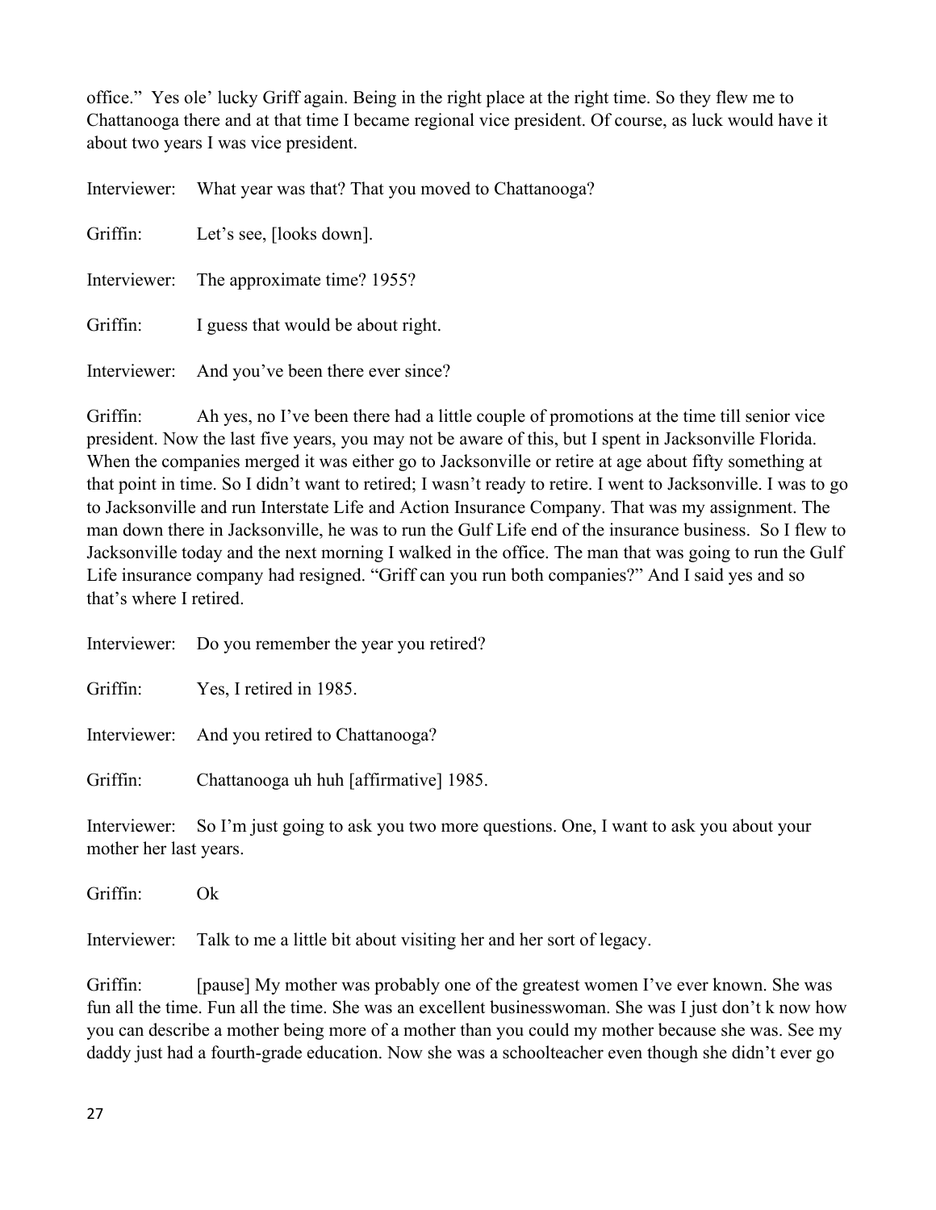office." Yes ole' lucky Griff again. Being in the right place at the right time. So they flew me to Chattanooga there and at that time I became regional vice president. Of course, as luck would have it about two years I was vice president.

Interviewer: What year was that? That you moved to Chattanooga?

Griffin: Let's see, [looks down].

Interviewer: The approximate time? 1955?

Griffin: I guess that would be about right.

Interviewer: And you've been there ever since?

Griffin: Ah yes, no I've been there had a little couple of promotions at the time till senior vice president. Now the last five years, you may not be aware of this, but I spent in Jacksonville Florida. When the companies merged it was either go to Jacksonville or retire at age about fifty something at that point in time. So I didn't want to retired; I wasn't ready to retire. I went to Jacksonville. I was to go to Jacksonville and run Interstate Life and Action Insurance Company. That was my assignment. The man down there in Jacksonville, he was to run the Gulf Life end of the insurance business. So I flew to Jacksonville today and the next morning I walked in the office. The man that was going to run the Gulf Life insurance company had resigned. "Griff can you run both companies?" And I said yes and so that's where I retired.

Interviewer: Do you remember the year you retired?

Griffin: Yes, I retired in 1985.

Interviewer: And you retired to Chattanooga?

Griffin: Chattanooga uh huh [affirmative] 1985.

Interviewer: So I'm just going to ask you two more questions. One, I want to ask you about your mother her last years.

Griffin: Ok

Interviewer: Talk to me a little bit about visiting her and her sort of legacy.

Griffin: [pause] My mother was probably one of the greatest women I've ever known. She was fun all the time. Fun all the time. She was an excellent businesswoman. She was I just don't k now how you can describe a mother being more of a mother than you could my mother because she was. See my daddy just had a fourth-grade education. Now she was a schoolteacher even though she didn't ever go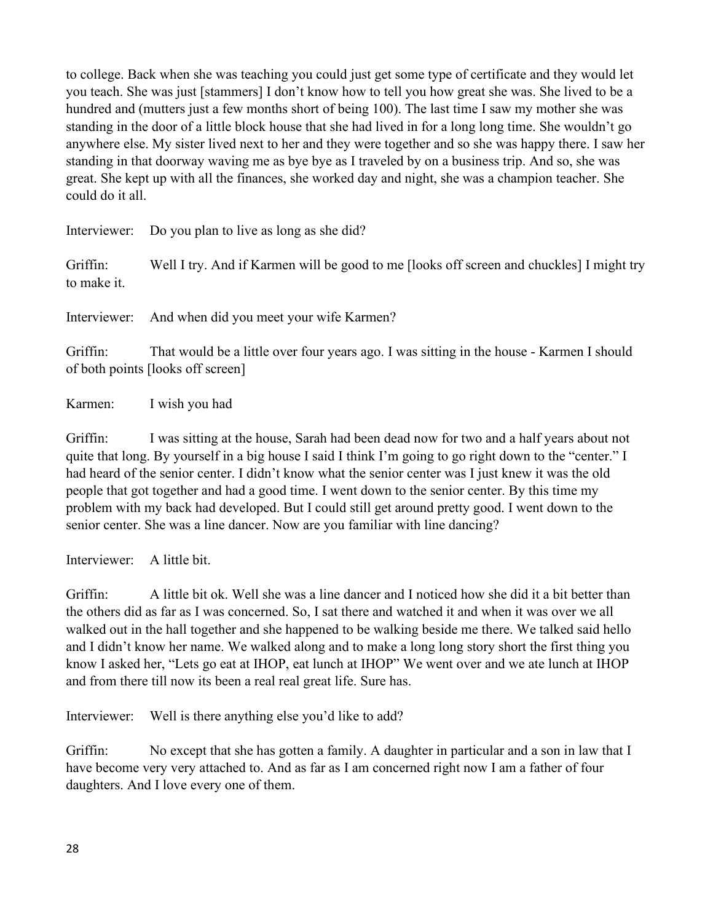to college. Back when she was teaching you could just get some type of certificate and they would let you teach. She was just [stammers] I don't know how to tell you how great she was. She lived to be a hundred and (mutters just a few months short of being 100). The last time I saw my mother she was standing in the door of a little block house that she had lived in for a long long time. She wouldn't go anywhere else. My sister lived next to her and they were together and so she was happy there. I saw her standing in that doorway waving me as bye bye as I traveled by on a business trip. And so, she was great. She kept up with all the finances, she worked day and night, she was a champion teacher. She could do it all.

Interviewer: Do you plan to live as long as she did?

Griffin: Well I try. And if Karmen will be good to me [looks off screen and chuckles] I might try to make it.

Interviewer: And when did you meet your wife Karmen?

Griffin: That would be a little over four years ago. I was sitting in the house - Karmen I should of both points [looks off screen]

Karmen: I wish you had

Griffin: I was sitting at the house, Sarah had been dead now for two and a half years about not quite that long. By yourself in a big house I said I think I'm going to go right down to the "center." I had heard of the senior center. I didn't know what the senior center was I just knew it was the old people that got together and had a good time. I went down to the senior center. By this time my problem with my back had developed. But I could still get around pretty good. I went down to the senior center. She was a line dancer. Now are you familiar with line dancing?

Interviewer: A little bit.

Griffin: A little bit ok. Well she was a line dancer and I noticed how she did it a bit better than the others did as far as I was concerned. So, I sat there and watched it and when it was over we all walked out in the hall together and she happened to be walking beside me there. We talked said hello and I didn't know her name. We walked along and to make a long long story short the first thing you know I asked her, "Lets go eat at IHOP, eat lunch at IHOP" We went over and we ate lunch at IHOP and from there till now its been a real real great life. Sure has.

Interviewer: Well is there anything else you'd like to add?

Griffin: No except that she has gotten a family. A daughter in particular and a son in law that I have become very very attached to. And as far as I am concerned right now I am a father of four daughters. And I love every one of them.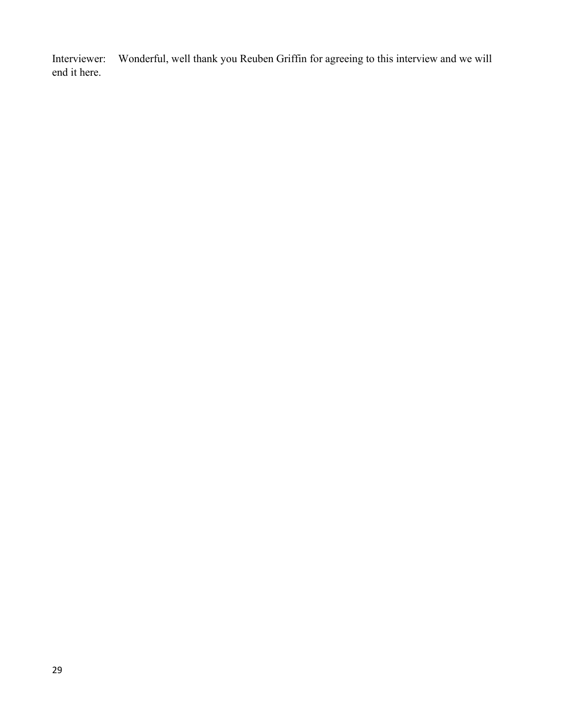Interviewer: Wonderful, well thank you Reuben Griffin for agreeing to this interview and we will end it here.